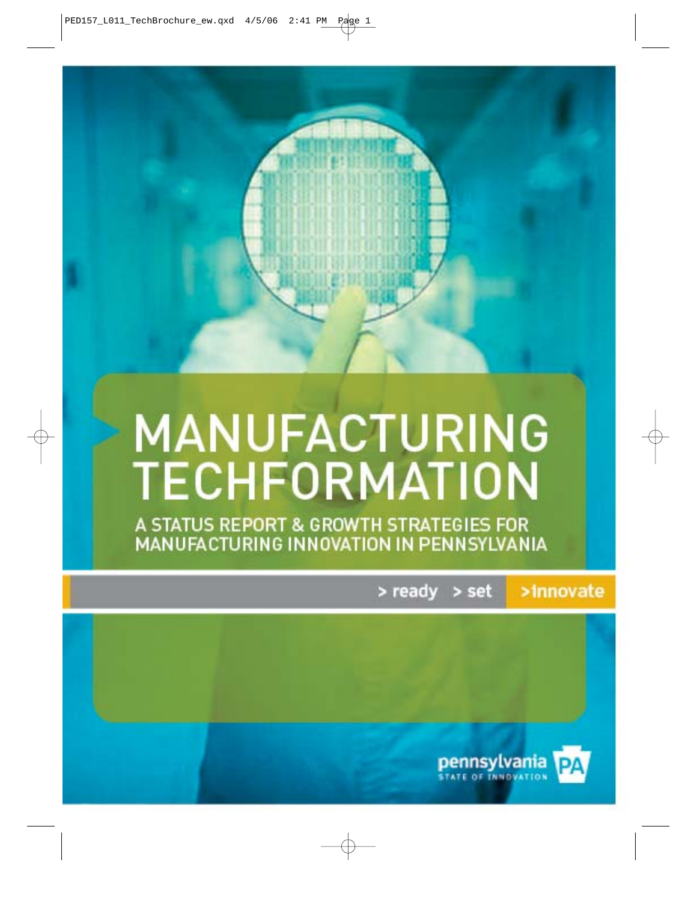# MANUFACTURING TECHFORMATION

## A STATUS REPORT & GROWTH STRATEGIES FOR MANUFACTURING INNOVATION IN PENNSYLVANIA

> ready > set >Innovate

pennsylvania STATE OF INNOVATION PA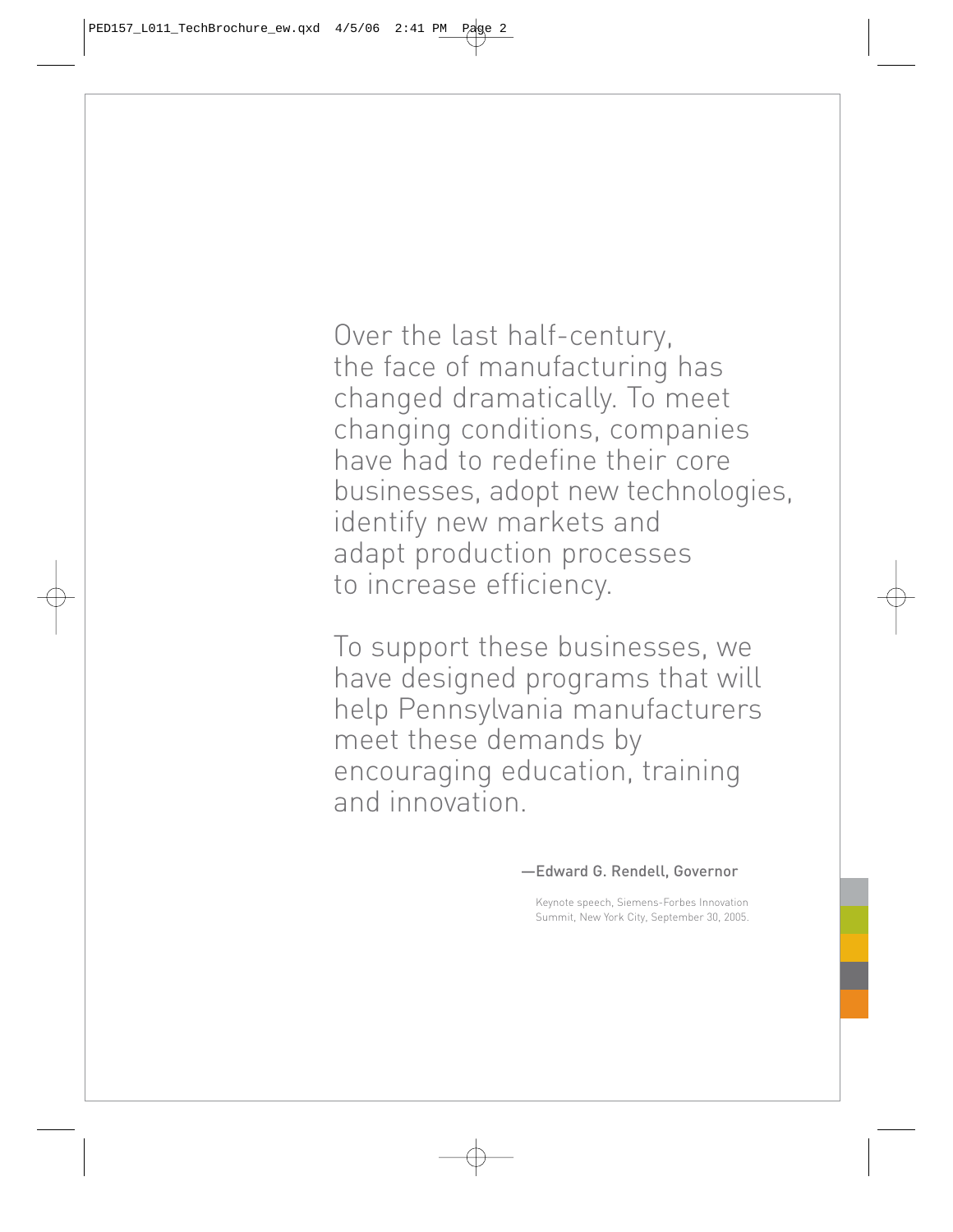Over the last half-century, the face of manufacturing has changed dramatically. To meet changing conditions, companies have had to redefine their core businesses, adopt new technologies, identify new markets and adapt production processes to increase efficiency.

To support these businesses, we have designed programs that will help Pennsylvania manufacturers meet these demands by encouraging education, training and innovation.

—Edward G. Rendell, Governor

Keynote speech, Siemens-Forbes Innovation Summit, New York City, September 30, 2005.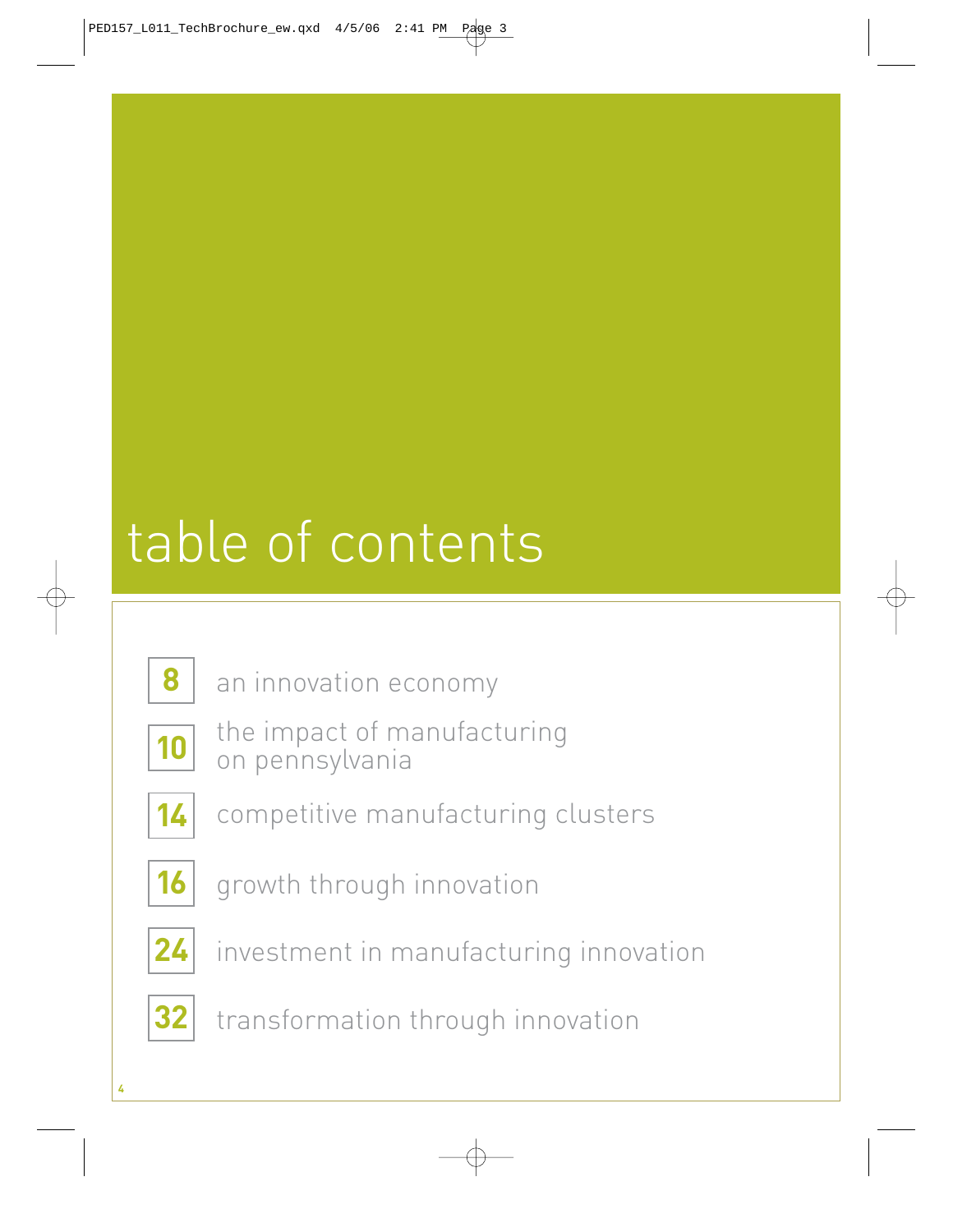# table of contents

| | |
|---|---|
| **8** | an innovation economy |
| **10** | the impact of manufacturing on pennsylvania |
| **14** | competitive manufacturing clusters |
| **16** | growth through innovation |
| **24** | investment in manufacturing innovation |
| **32** | transformation through innovation |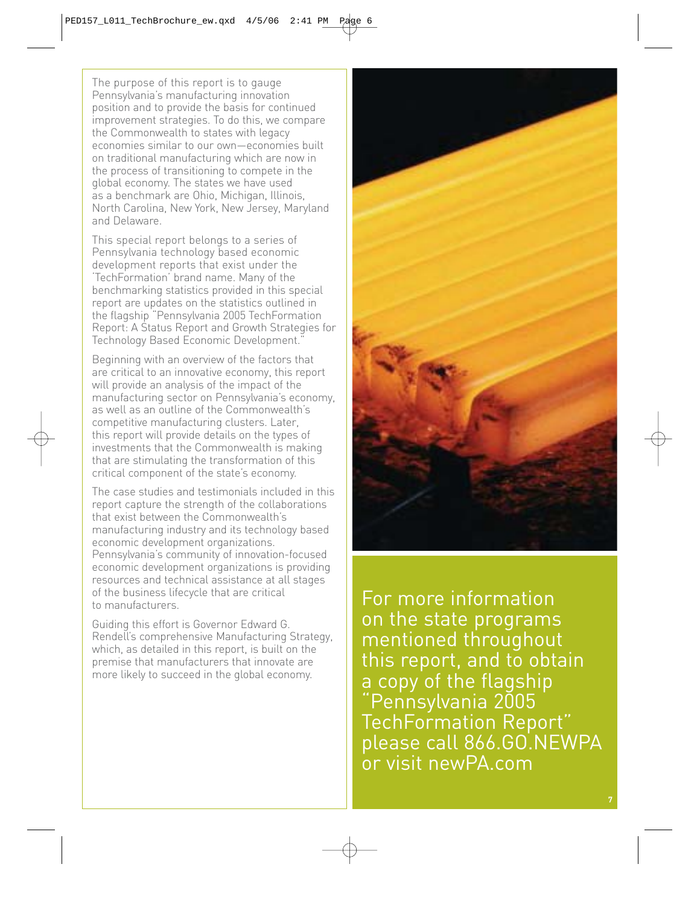The purpose of this report is to gauge Pennsylvania's manufacturing innovation position and to provide the basis for continued improvement strategies. To do this, we compare the Commonwealth to states with legacy economies similar to our own—economies built on traditional manufacturing which are now in the process of transitioning to compete in the global economy. The states we have used as a benchmark are Ohio, Michigan, Illinois, North Carolina, New York, New Jersey, Maryland and Delaware.

This special report belongs to a series of Pennsylvania technology based economic development reports that exist under the 'TechFormation' brand name. Many of the benchmarking statistics provided in this special report are updates on the statistics outlined in the flagship "Pennsylvania 2005 TechFormation Report: A Status Report and Growth Strategies for Technology Based Economic Development."

Beginning with an overview of the factors that are critical to an innovative economy, this report will provide an analysis of the impact of the manufacturing sector on Pennsylvania's economy, as well as an outline of the Commonwealth's competitive manufacturing clusters. Later, this report will provide details on the types of investments that the Commonwealth is making that are stimulating the transformation of this critical component of the state's economy.

The case studies and testimonials included in this report capture the strength of the collaborations that exist between the Commonwealth's manufacturing industry and its technology based economic development organizations. Pennsylvania's community of innovation-focused economic development organizations is providing resources and technical assistance at all stages of the business lifecycle that are critical to manufacturers.

Guiding this effort is Governor Edward G. Rendell's comprehensive Manufacturing Strategy, which, as detailed in this report, is built on the premise that manufacturers that innovate are more likely to succeed in the global economy.

For more information on the state programs mentioned throughout this report, and to obtain a copy of the flagship "Pennsylvania 2005 TechFormation Report" please call 866.GO.NEWPA or visit newPA.com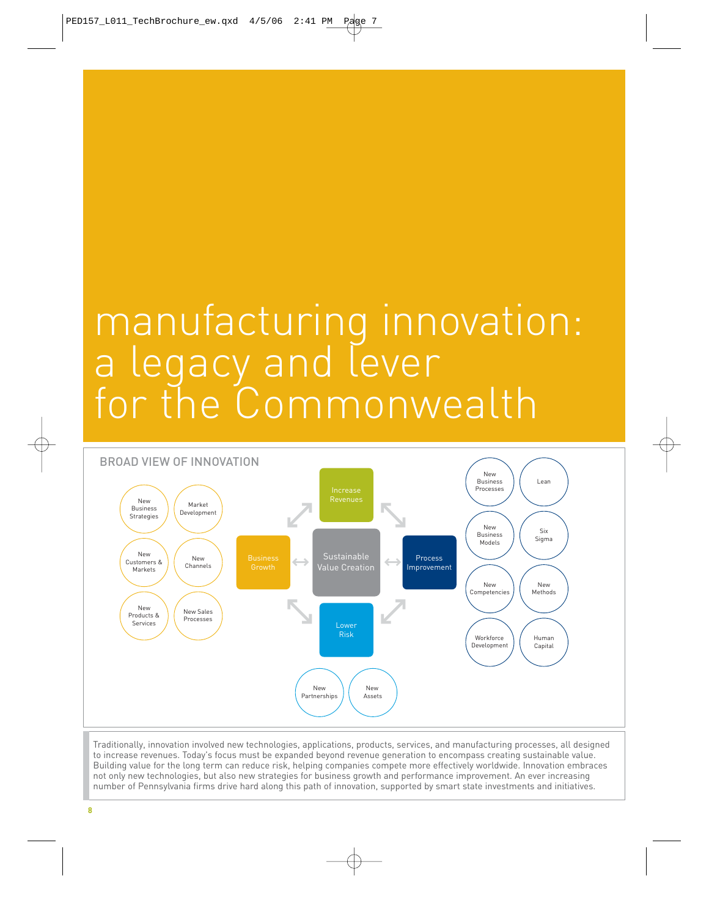# manufacturing innovation: a legacy and lever for the Commonwealth

## BROAD VIEW OF INNOVATION

- Increase Revenues
- Business Growth
- Sustainable Value Creation
- Process Improvement
- Lower Risk

Business Growth:
- New Business Strategies
- Market Development
- New Customers & Markets
- New Channels
- New Products & Services
- New Sales Processes

Process Improvement:
- New Business Processes
- Lean
- New Business Models
- Six Sigma
- New Competencies
- New Methods
- Workforce Development
- Human Capital

Lower Risk:
- New Partnerships
- New Assets

Traditionally, innovation involved new technologies, applications, products, services, and manufacturing processes, all designed to increase revenues. Today's focus must be expanded beyond revenue generation to encompass creating sustainable value. Building value for the long term can reduce risk, helping companies compete more effectively worldwide. Innovation embraces not only new technologies, but also new strategies for business growth and performance improvement. An ever increasing number of Pennsylvania firms drive hard along this path of innovation, supported by smart state investments and initiatives.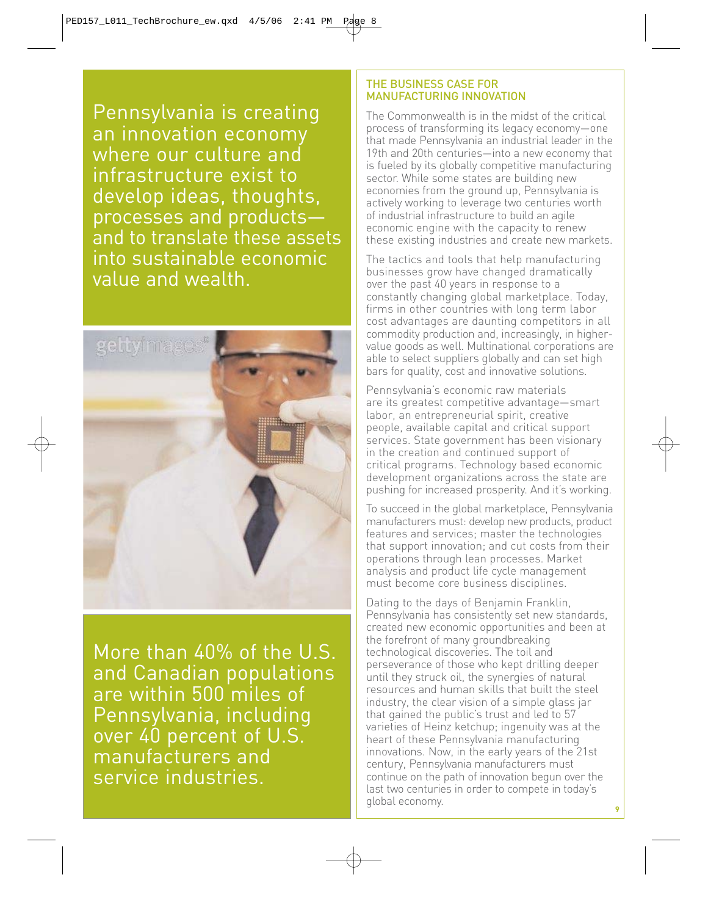Pennsylvania is creating an innovation economy where our culture and infrastructure exist to develop ideas, thoughts, processes and products—and to translate these assets into sustainable economic value and wealth.

More than 40% of the U.S. and Canadian populations are within 500 miles of Pennsylvania, including over 40 percent of U.S. manufacturers and service industries.

## THE BUSINESS CASE FOR MANUFACTURING INNOVATION

The Commonwealth is in the midst of the critical process of transforming its legacy economy—one that made Pennsylvania an industrial leader in the 19th and 20th centuries—into a new economy that is fueled by its globally competitive manufacturing sector. While some states are building new economies from the ground up, Pennsylvania is actively working to leverage two centuries worth of industrial infrastructure to build an agile economic engine with the capacity to renew these existing industries and create new markets.

The tactics and tools that help manufacturing businesses grow have changed dramatically over the past 40 years in response to a constantly changing global marketplace. Today, firms in other countries with long term labor cost advantages are daunting competitors in all commodity production and, increasingly, in higher-value goods as well. Multinational corporations are able to select suppliers globally and can set high bars for quality, cost and innovative solutions.

Pennsylvania's economic raw materials are its greatest competitive advantage—smart labor, an entrepreneurial spirit, creative people, available capital and critical support services. State government has been visionary in the creation and continued support of critical programs. Technology based economic development organizations across the state are pushing for increased prosperity. And it's working.

To succeed in the global marketplace, Pennsylvania manufacturers must: develop new products, product features and services; master the technologies that support innovation; and cut costs from their operations through lean processes. Market analysis and product life cycle management must become core business disciplines.

Dating to the days of Benjamin Franklin, Pennsylvania has consistently set new standards, created new economic opportunities and been at the forefront of many groundbreaking technological discoveries. The toil and perseverance of those who kept drilling deeper until they struck oil, the synergies of natural resources and human skills that built the steel industry, the clear vision of a simple glass jar that gained the public's trust and led to 57 varieties of Heinz ketchup; ingenuity was at the heart of these Pennsylvania manufacturing innovations. Now, in the early years of the 21st century, Pennsylvania manufacturers must continue on the path of innovation begun over the last two centuries in order to compete in today's global economy.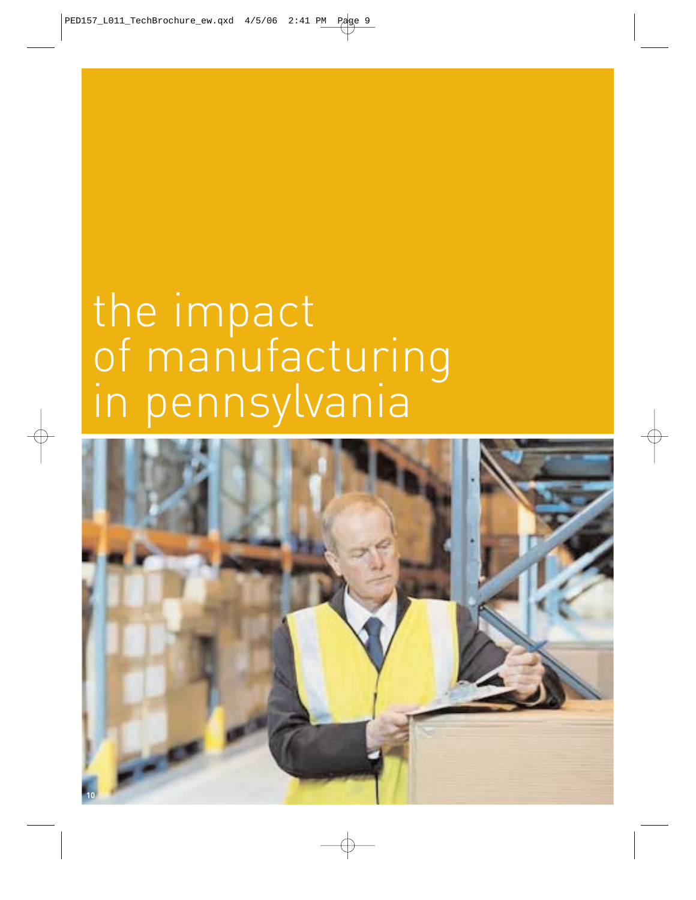# the impact of manufacturing in pennsylvania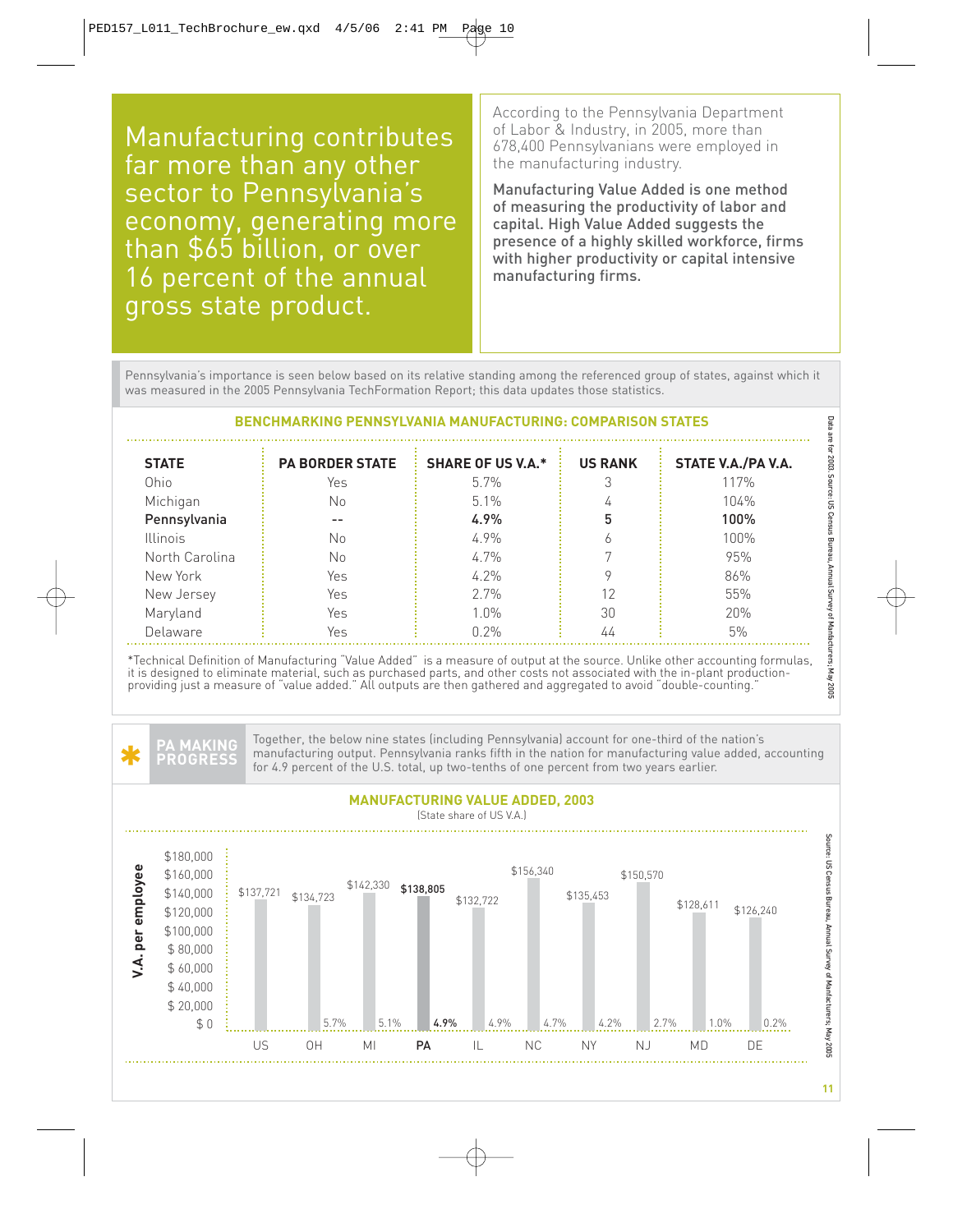Manufacturing contributes far more than any other sector to Pennsylvania's economy, generating more than $65 billion, or over 16 percent of the annual gross state product.

According to the Pennsylvania Department of Labor & Industry, in 2005, more than 678,400 Pennsylvanians were employed in the manufacturing industry.

Manufacturing Value Added is one method of measuring the productivity of labor and capital. High Value Added suggests the presence of a highly skilled workforce, firms with higher productivity or capital intensive manufacturing firms.

Pennsylvania's importance is seen below based on its relative standing among the referenced group of states, against which it was measured in the 2005 Pennsylvania TechFormation Report; this data updates those statistics.

### BENCHMARKING PENNSYLVANIA MANUFACTURING: COMPARISON STATES

| STATE | PA BORDER STATE | SHARE OF US V.A.* | US RANK | STATE V.A./PA V.A. |
|---|---|---|---|---|
| Ohio | Yes | 5.7% | 3 | 117% |
| Michigan | No | 5.1% | 4 | 104% |
| **Pennsylvania** | -- | **4.9%** | **5** | **100%** |
| Illinois | No | 4.9% | 6 | 100% |
| North Carolina | No | 4.7% | 7 | 95% |
| New York | Yes | 4.2% | 9 | 86% |
| New Jersey | Yes | 2.7% | 12 | 55% |
| Maryland | Yes | 1.0% | 30 | 20% |
| Delaware | Yes | 0.2% | 44 | 5% |

Data are for 2003. Source: US Census Bureau, Annual Survey of Manufacturers, May 2005

*Technical Definition of Manufacturing "Value Added" is a measure of output at the source. Unlike other accounting formulas, it is designed to eliminate material, such as purchased parts, and other costs not associated with the in-plant production-providing just a measure of "value added." All outputs are then gathered and aggregated to avoid "double-counting."

**PA MAKING PROGRESS**

Together, the below nine states (including Pennsylvania) account for one-third of the nation's manufacturing output. Pennsylvania ranks fifth in the nation for manufacturing value added, accounting for 4.9 percent of the U.S. total, up two-tenths of one percent from two years earlier.

### MANUFACTURING VALUE ADDED, 2003

(State share of US V.A.)

| | V.A. per employee | State share of US V.A. |
|---|---|---|
| US | $137,721 | |
| OH | $134,723 | 5.7% |
| MI | $142,330 | 5.1% |
| **PA** | **$138,805** | **4.9%** |
| IL | $132,722 | 4.9% |
| NC | $156,340 | 4.7% |
| NY | $135,453 | 4.2% |
| NJ | $150,570 | 2.7% |
| MD | $128,611 | 1.0% |
| DE | $126,240 | 0.2% |

Source: US Census Bureau, Annual Survey of Manufacturers, May 2005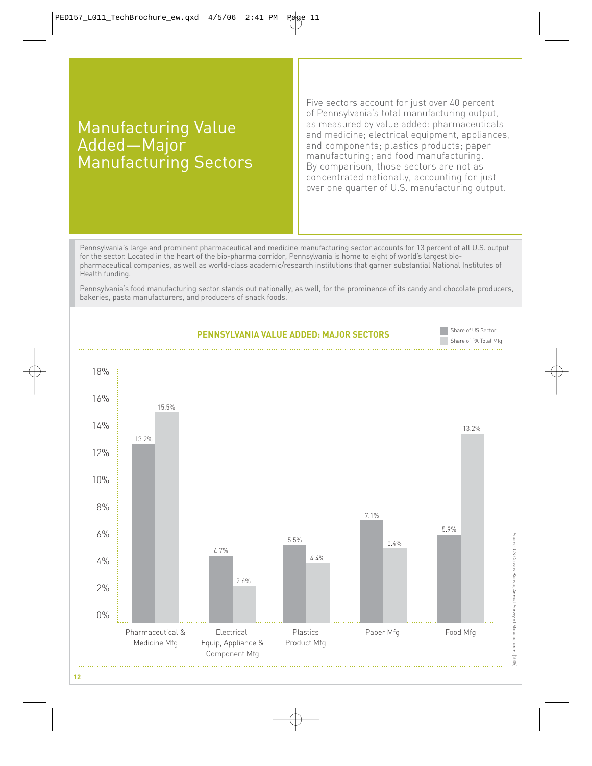# Manufacturing Value Added—Major Manufacturing Sectors

Five sectors account for just over 40 percent of Pennsylvania's total manufacturing output, as measured by value added: pharmaceuticals and medicine; electrical equipment, appliances, and components; plastics products; paper manufacturing; and food manufacturing. By comparison, those sectors are not as concentrated nationally, accounting for just over one quarter of U.S. manufacturing output.

Pennsylvania's large and prominent pharmaceutical and medicine manufacturing sector accounts for 13 percent of all U.S. output for the sector. Located in the heart of the bio-pharma corridor, Pennsylvania is home to eight of world's largest bio-pharmaceutical companies, as well as world-class academic/research institutions that garner substantial National Institutes of Health funding.

Pennsylvania's food manufacturing sector stands out nationally, as well, for the prominence of its candy and chocolate producers, bakeries, pasta manufacturers, and producers of snack foods.

**PENNSYLVANIA VALUE ADDED: MAJOR SECTORS**

| Sector | Share of US Sector | Share of PA Total Mfg |
|---|---|---|
| Pharmaceutical & Medicine Mfg | 13.2% | 15.5% |
| Electrical Equip, Appliance & Component Mfg | 4.7% | 2.6% |
| Plastics Product Mfg | 5.5% | 4.4% |
| Paper Mfg | 7.1% | 5.4% |
| Food Mfg | 5.9% | 13.2% |

Source: US Census Bureau, Annual Survey of Manufacturers (2005)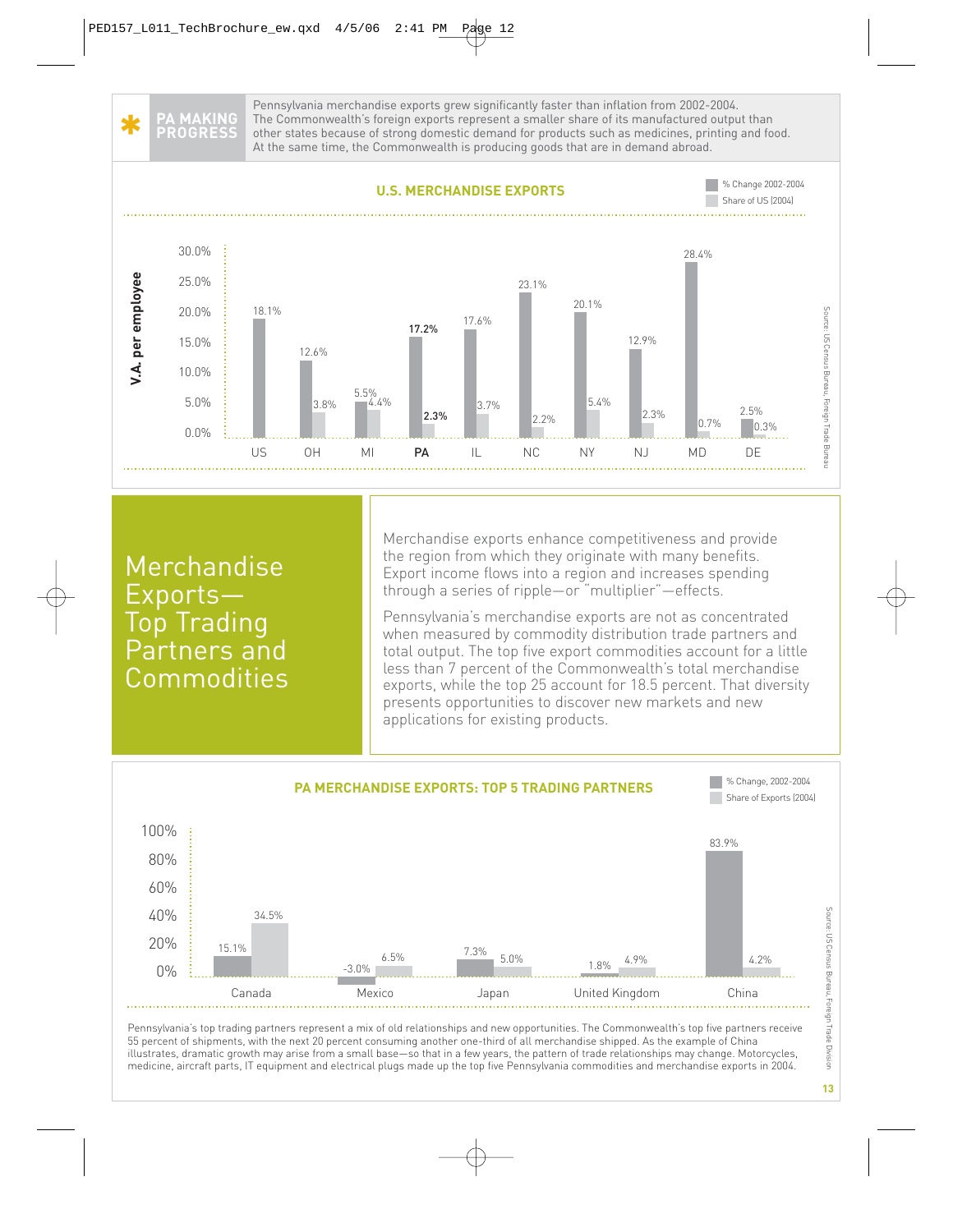**PA MAKING PROGRESS**

Pennsylvania merchandise exports grew significantly faster than inflation from 2002-2004. The Commonwealth's foreign exports represent a smaller share of its manufactured output than other states because of strong domestic demand for products such as medicines, printing and food. At the same time, the Commonwealth is producing goods that are in demand abroad.

**U.S. MERCHANDISE EXPORTS**

| | US | OH | MI | PA | IL | NC | NY | NJ | MD | DE |
|---|---|---|---|---|---|---|---|---|---|---|
| % Change 2002-2004 | 18.1% | 12.6% | 5.5% | 17.2% | 17.6% | 23.1% | 20.1% | 12.9% | 28.4% | 2.5% |
| Share of US (2004) | | 3.8% | 4.4% | 2.3% | 3.7% | 2.2% | 5.4% | 2.3% | 0.7% | 0.3% |

Source: US Census Bureau, Foreign Trade Bureau

# Merchandise Exports—Top Trading Partners and Commodities

Merchandise exports enhance competitiveness and provide the region from which they originate with many benefits. Export income flows into a region and increases spending through a series of ripple—or "multiplier"—effects.

Pennsylvania's merchandise exports are not as concentrated when measured by commodity distribution trade partners and total output. The top five export commodities account for a little less than 7 percent of the Commonwealth's total merchandise exports, while the top 25 account for 18.5 percent. That diversity presents opportunities to discover new markets and new applications for existing products.

**PA MERCHANDISE EXPORTS: TOP 5 TRADING PARTNERS**

| | Canada | Mexico | Japan | United Kingdom | China |
|---|---|---|---|---|---|
| % Change, 2002-2004 | 15.1% | -3.0% | 7.3% | 1.8% | 83.9% |
| Share of Exports (2004) | 34.5% | 6.5% | 5.0% | 4.9% | 4.2% |

Source: US Census Bureau, Foreign Trade Division

Pennsylvania's top trading partners represent a mix of old relationships and new opportunities. The Commonwealth's top five partners receive 55 percent of shipments, with the next 20 percent consuming another one-third of all merchandise shipped. As the example of China illustrates, dramatic growth may arise from a small base—so that in a few years, the pattern of trade relationships may change. Motorcycles, medicine, aircraft parts, IT equipment and electrical plugs made up the top five Pennsylvania commodities and merchandise exports in 2004.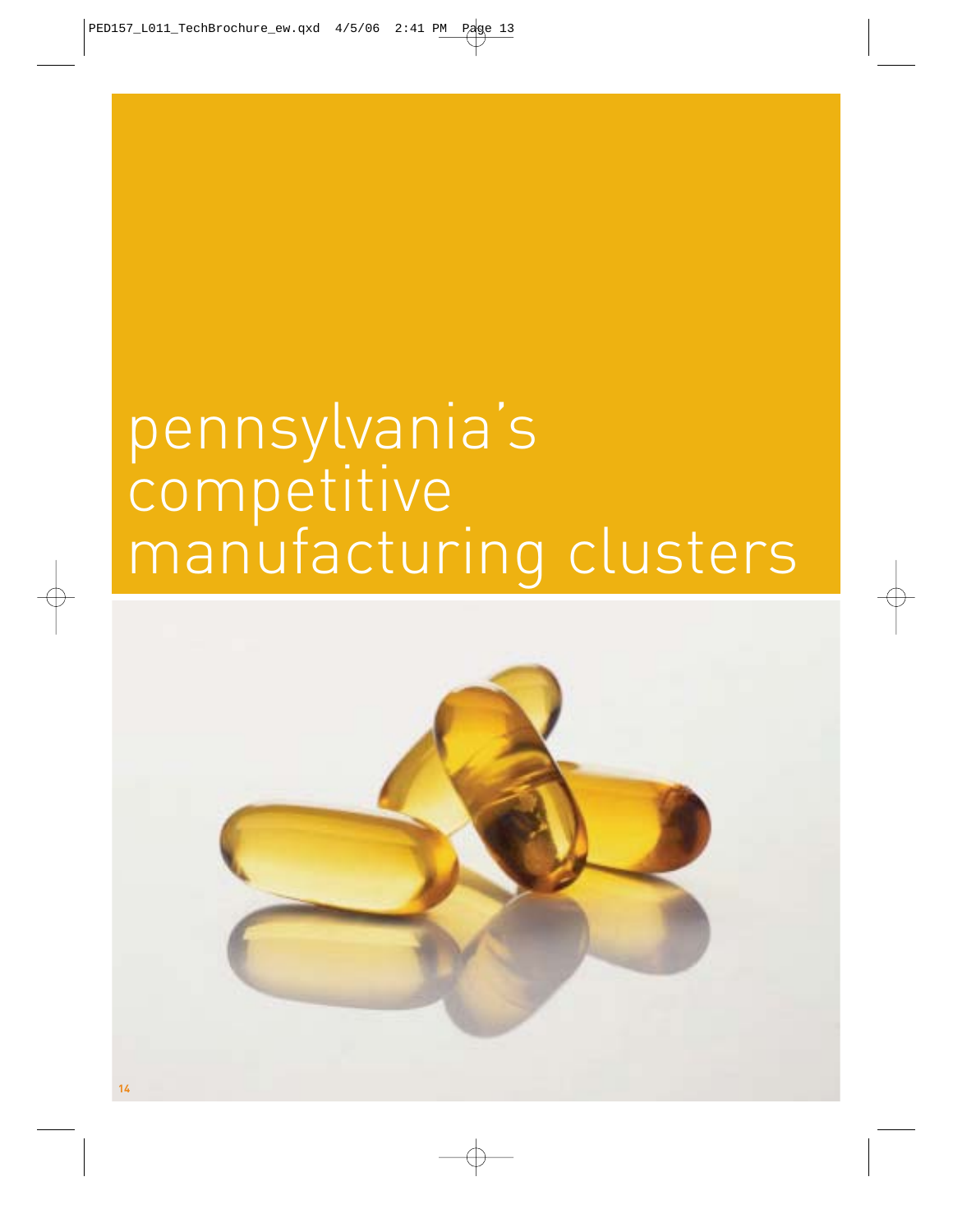# pennsylvania's competitive manufacturing clusters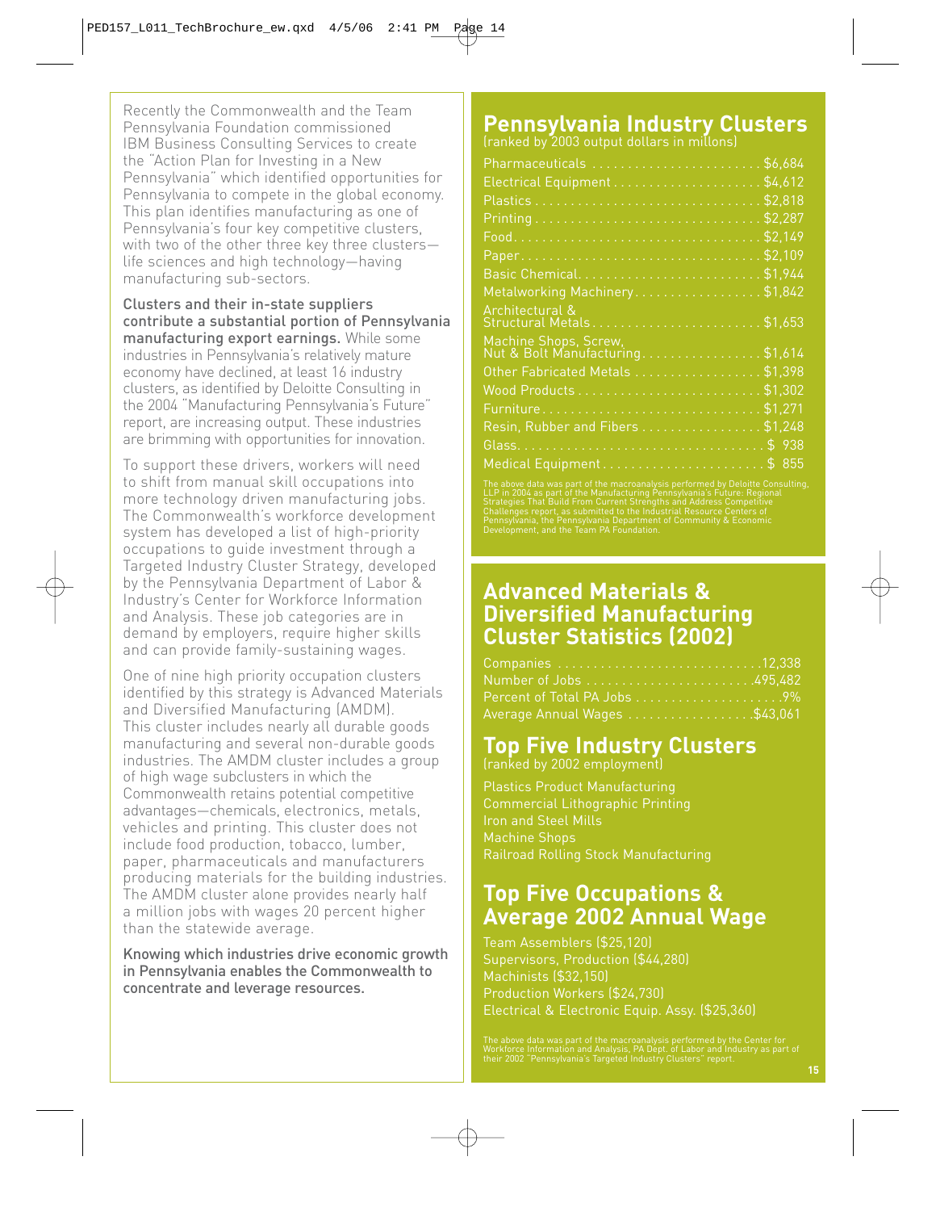Recently the Commonwealth and the Team Pennsylvania Foundation commissioned IBM Business Consulting Services to create the "Action Plan for Investing in a New Pennsylvania" which identified opportunities for Pennsylvania to compete in the global economy. This plan identifies manufacturing as one of Pennsylvania's four key competitive clusters, with two of the other three key three clusters—life sciences and high technology—having manufacturing sub-sectors.

**Clusters and their in-state suppliers contribute a substantial portion of Pennsylvania manufacturing export earnings.** While some industries in Pennsylvania's relatively mature economy have declined, at least 16 industry clusters, as identified by Deloitte Consulting in the 2004 "Manufacturing Pennsylvania's Future" report, are increasing output. These industries are brimming with opportunities for innovation.

To support these drivers, workers will need to shift from manual skill occupations into more technology driven manufacturing jobs. The Commonwealth's workforce development system has developed a list of high-priority occupations to guide investment through a Targeted Industry Cluster Strategy, developed by the Pennsylvania Department of Labor & Industry's Center for Workforce Information and Analysis. These job categories are in demand by employers, require higher skills and can provide family-sustaining wages.

One of nine high priority occupation clusters identified by this strategy is Advanced Materials and Diversified Manufacturing (AMDM). This cluster includes nearly all durable goods manufacturing and several non-durable goods industries. The AMDM cluster includes a group of high wage subclusters in which the Commonwealth retains potential competitive advantages—chemicals, electronics, metals, vehicles and printing. This cluster does not include food production, tobacco, lumber, paper, pharmaceuticals and manufacturers producing materials for the building industries. The AMDM cluster alone provides nearly half a million jobs with wages 20 percent higher than the statewide average.

**Knowing which industries drive economic growth in Pennsylvania enables the Commonwealth to concentrate and leverage resources.**

## Pennsylvania Industry Clusters

(ranked by 2003 output dollars in millons)

| Industry | Output |
|---|---|
| Pharmaceuticals | $6,684 |
| Electrical Equipment | $4,612 |
| Plastics | $2,818 |
| Printing | $2,287 |
| Food | $2,149 |
| Paper | $2,109 |
| Basic Chemical | $1,944 |
| Metalworking Machinery | $1,842 |
| Architectural & Structural Metals | $1,653 |
| Machine Shops, Screw, Nut & Bolt Manufacturing | $1,614 |
| Other Fabricated Metals | $1,398 |
| Wood Products | $1,302 |
| Furniture | $1,271 |
| Resin, Rubber and Fibers | $1,248 |
| Glass | $ 938 |
| Medical Equipment | $ 855 |

The above data was part of the macroanalysis performed by Deloitte Consulting, LLP in 2004 as part of the Manufacturing Pennsylvania's Future: Regional Strategies That Build From Current Strengths and Address Competitive Challenges report, as submitted to the Industrial Resource Centers of Pennsylvania, the Pennsylvania Department of Community & Economic Development, and the Team PA Foundation.

## Advanced Materials & Diversified Manufacturing Cluster Statistics (2002)

| | |
|---|---|
| Companies | 12,338 |
| Number of Jobs | 495,482 |
| Percent of Total PA Jobs | 9% |
| Average Annual Wages | $43,061 |

## Top Five Industry Clusters

(ranked by 2002 employment)

Plastics Product Manufacturing
Commercial Lithographic Printing
Iron and Steel Mills
Machine Shops
Railroad Rolling Stock Manufacturing

## Top Five Occupations & Average 2002 Annual Wage

Team Assemblers ($25,120)
Supervisors, Production ($44,280)
Machinists ($32,150)
Production Workers ($24,730)
Electrical & Electronic Equip. Assy. ($25,360)

The above data was part of the macroanalysis performed by the Center for Workforce Information and Analysis, PA Dept. of Labor and Industry as part of their 2002 "Pennsylvania's Targeted Industry Clusters" report.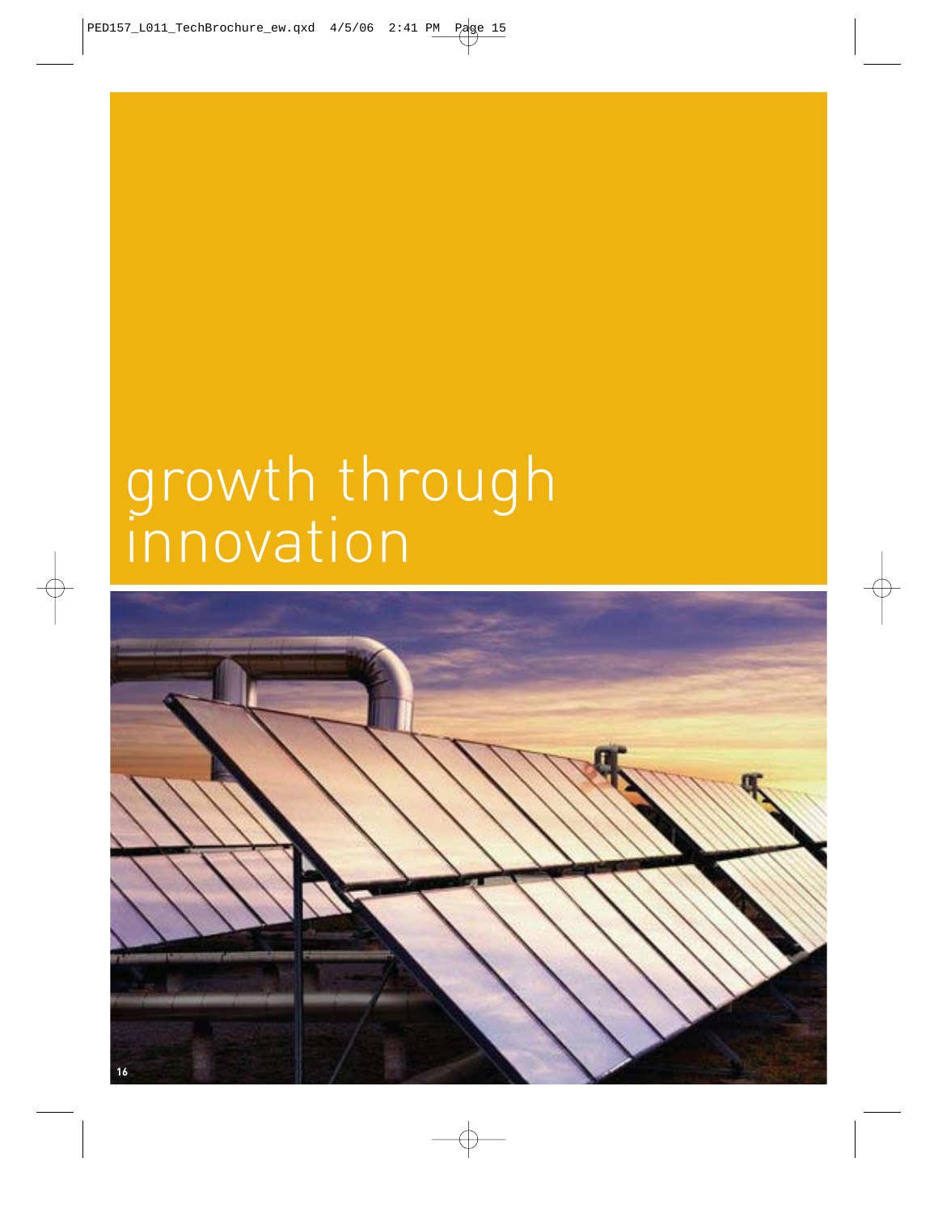# growth through innovation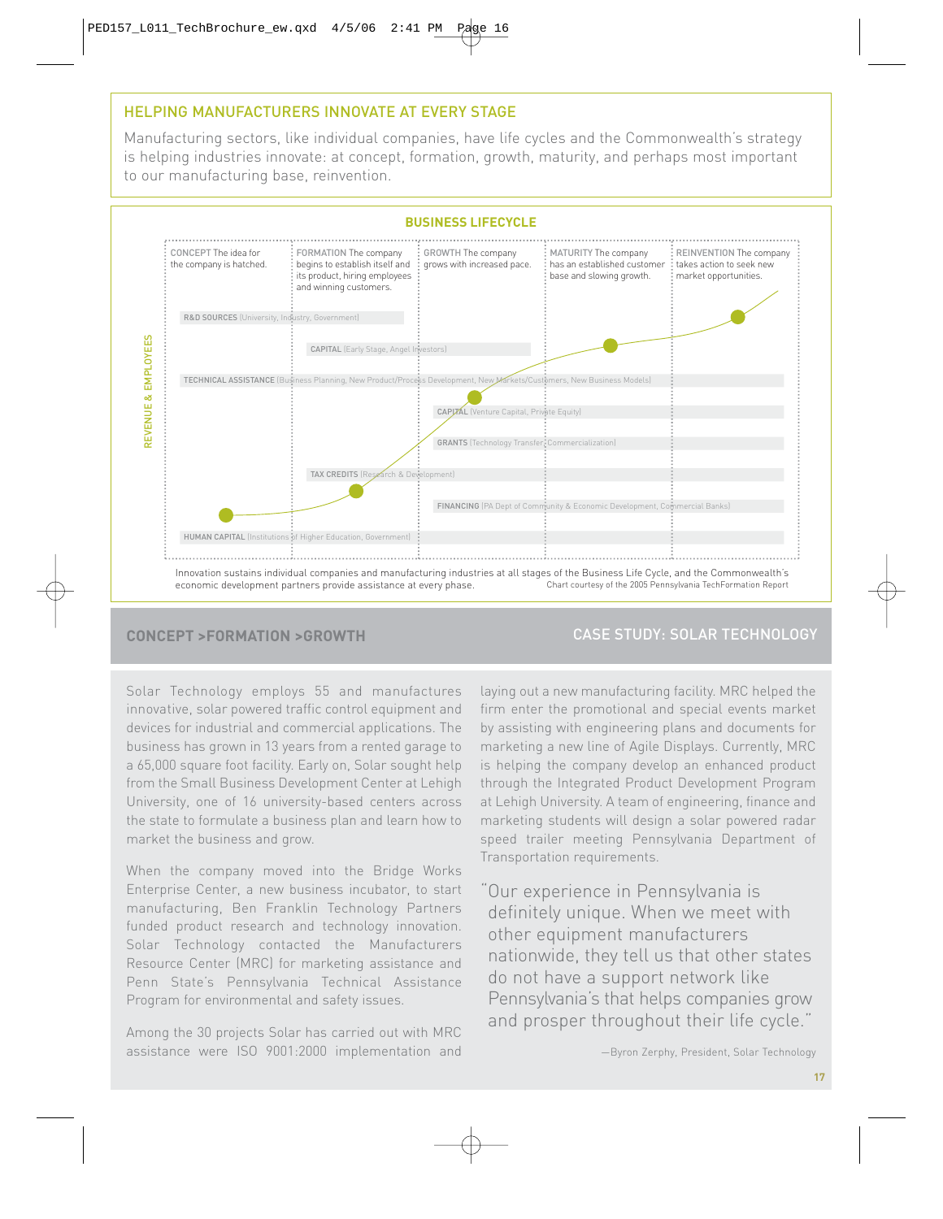## HELPING MANUFACTURERS INNOVATE AT EVERY STAGE

Manufacturing sectors, like individual companies, have life cycles and the Commonwealth's strategy is helping industries innovate: at concept, formation, growth, maturity, and perhaps most important to our manufacturing base, reinvention.

### BUSINESS LIFECYCLE

REVENUE & EMPLOYEES

**CONCEPT** The idea for the company is hatched.

**FORMATION** The company begins to establish itself and its product, hiring employees and winning customers.

**GROWTH** The company grows with increased pace.

**MATURITY** The company has an established customer base and slowing growth.

**REINVENTION** The company takes action to seek new market opportunities.

- **R&D SOURCES** (University, Industry, Government)
- **CAPITAL** (Early Stage, Angel Investors)
- **TECHNICAL ASSISTANCE** (Business Planning, New Product/Process Development, New Markets/Customers, New Business Models)
- **CAPITAL** (Venture Capital, Private Equity)
- **GRANTS** (Technology Transfer, Commercialization)
- **TAX CREDITS** (Research & Development)
- **FINANCING** (PA Dept of Community & Economic Development, Commercial Banks)
- **HUMAN CAPITAL** (Institutions of Higher Education, Government)

Innovation sustains individual companies and manufacturing industries at all stages of the Business Life Cycle, and the Commonwealth's economic development partners provide assistance at every phase.

Chart courtesy of the 2005 Pennsylvania TechFormation Report

## CONCEPT >FORMATION >GROWTH

## CASE STUDY: SOLAR TECHNOLOGY

Solar Technology employs 55 and manufactures innovative, solar powered traffic control equipment and devices for industrial and commercial applications. The business has grown in 13 years from a rented garage to a 65,000 square foot facility. Early on, Solar sought help from the Small Business Development Center at Lehigh University, one of 16 university-based centers across the state to formulate a business plan and learn how to market the business and grow.

When the company moved into the Bridge Works Enterprise Center, a new business incubator, to start manufacturing, Ben Franklin Technology Partners funded product research and technology innovation. Solar Technology contacted the Manufacturers Resource Center (MRC) for marketing assistance and Penn State's Pennsylvania Technical Assistance Program for environmental and safety issues.

Among the 30 projects Solar has carried out with MRC assistance were ISO 9001:2000 implementation and laying out a new manufacturing facility. MRC helped the firm enter the promotional and special events market by assisting with engineering plans and documents for marketing a new line of Agile Displays. Currently, MRC is helping the company develop an enhanced product through the Integrated Product Development Program at Lehigh University. A team of engineering, finance and marketing students will design a solar powered radar speed trailer meeting Pennsylvania Department of Transportation requirements.

> "Our experience in Pennsylvania is definitely unique. When we meet with other equipment manufacturers nationwide, they tell us that other states do not have a support network like Pennsylvania's that helps companies grow and prosper throughout their life cycle."
>
> —Byron Zerphy, President, Solar Technology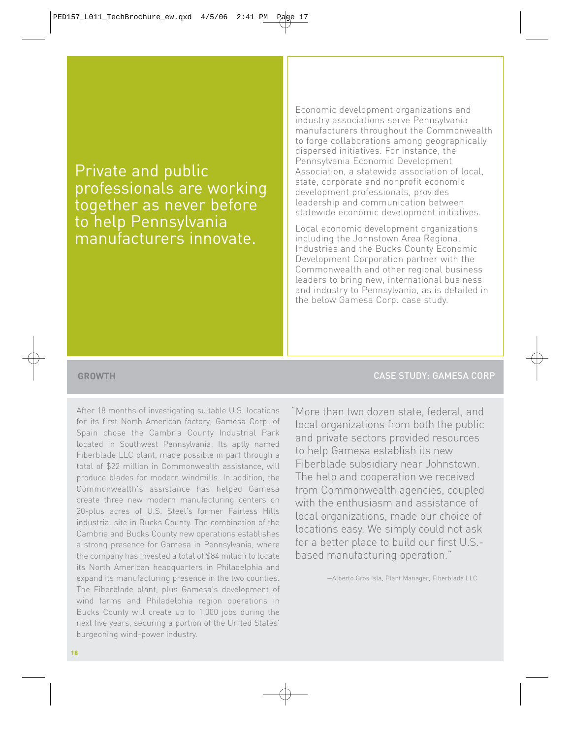## Private and public professionals are working together as never before to help Pennsylvania manufacturers innovate.

Economic development organizations and industry associations serve Pennsylvania manufacturers throughout the Commonwealth to forge collaborations among geographically dispersed initiatives. For instance, the Pennsylvania Economic Development Association, a statewide association of local, state, corporate and nonprofit economic development professionals, provides leadership and communication between statewide economic development initiatives.

Local economic development organizations including the Johnstown Area Regional Industries and the Bucks County Economic Development Corporation partner with the Commonwealth and other regional business leaders to bring new, international business and industry to Pennsylvania, as is detailed in the below Gamesa Corp. case study.

**GROWTH**

**CASE STUDY: GAMESA CORP**

After 18 months of investigating suitable U.S. locations for its first North American factory, Gamesa Corp. of Spain chose the Cambria County Industrial Park located in Southwest Pennsylvania. Its aptly named Fiberblade LLC plant, made possible in part through a total of $22 million in Commonwealth assistance, will produce blades for modern windmills. In addition, the Commonwealth's assistance has helped Gamesa create three new modern manufacturing centers on 20-plus acres of U.S. Steel's former Fairless Hills industrial site in Bucks County. The combination of the Cambria and Bucks County new operations establishes a strong presence for Gamesa in Pennsylvania, where the company has invested a total of $84 million to locate its North American headquarters in Philadelphia and expand its manufacturing presence in the two counties. The Fiberblade plant, plus Gamesa's development of wind farms and Philadelphia region operations in Bucks County will create up to 1,000 jobs during the next five years, securing a portion of the United States' burgeoning wind-power industry.

"More than two dozen state, federal, and local organizations from both the public and private sectors provided resources to help Gamesa establish its new Fiberblade subsidiary near Johnstown. The help and cooperation we received from Commonwealth agencies, coupled with the enthusiasm and assistance of local organizations, made our choice of locations easy. We simply could not ask for a better place to build our first U.S.-based manufacturing operation."

—Alberto Gros Isla, Plant Manager, Fiberblade LLC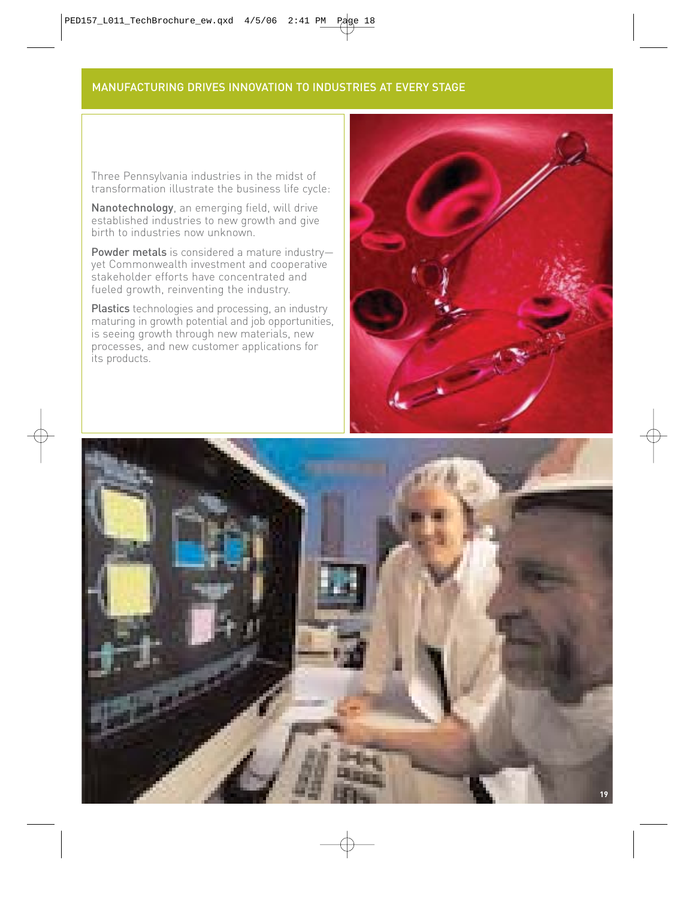## MANUFACTURING DRIVES INNOVATION TO INDUSTRIES AT EVERY STAGE

Three Pennsylvania industries in the midst of transformation illustrate the business life cycle:

**Nanotechnology**, an emerging field, will drive established industries to new growth and give birth to industries now unknown.

**Powder metals** is considered a mature industry—yet Commonwealth investment and cooperative stakeholder efforts have concentrated and fueled growth, reinventing the industry.

**Plastics** technologies and processing, an industry maturing in growth potential and job opportunities, is seeing growth through new materials, new processes, and new customer applications for its products.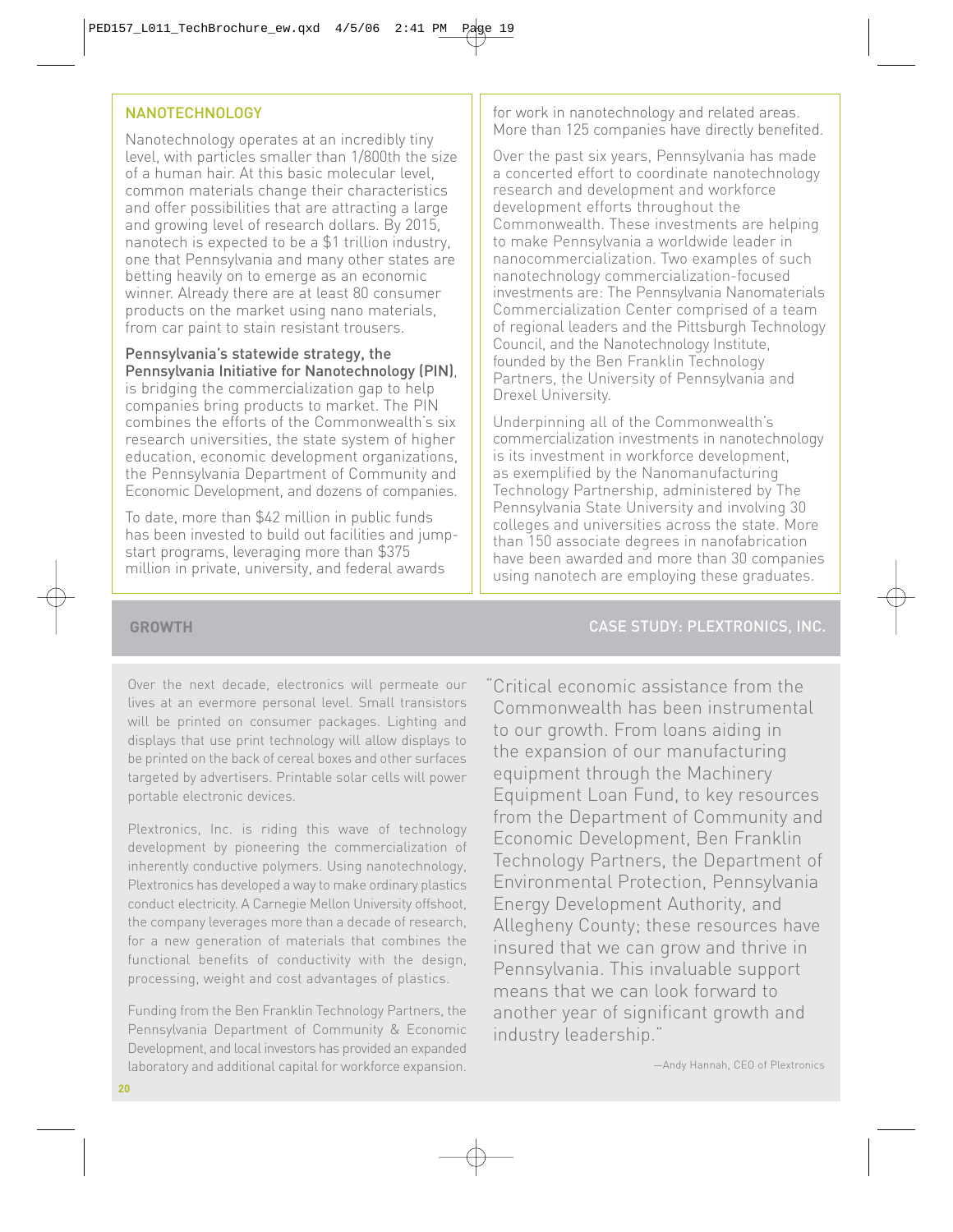## NANOTECHNOLOGY

Nanotechnology operates at an incredibly tiny level, with particles smaller than 1/800th the size of a human hair. At this basic molecular level, common materials change their characteristics and offer possibilities that are attracting a large and growing level of research dollars. By 2015, nanotech is expected to be a $1 trillion industry, one that Pennsylvania and many other states are betting heavily on to emerge as an economic winner. Already there are at least 80 consumer products on the market using nano materials, from car paint to stain resistant trousers.

**Pennsylvania's statewide strategy, the Pennsylvania Initiative for Nanotechnology (PIN)**, is bridging the commercialization gap to help companies bring products to market. The PIN combines the efforts of the Commonwealth's six research universities, the state system of higher education, economic development organizations, the Pennsylvania Department of Community and Economic Development, and dozens of companies.

To date, more than $42 million in public funds has been invested to build out facilities and jump-start programs, leveraging more than $375 million in private, university, and federal awards for work in nanotechnology and related areas. More than 125 companies have directly benefited.

Over the past six years, Pennsylvania has made a concerted effort to coordinate nanotechnology research and development and workforce development efforts throughout the Commonwealth. These investments are helping to make Pennsylvania a worldwide leader in nanocommercialization. Two examples of such nanotechnology commercialization-focused investments are: The Pennsylvania Nanomaterials Commercialization Center comprised of a team of regional leaders and the Pittsburgh Technology Council, and the Nanotechnology Institute, founded by the Ben Franklin Technology Partners, the University of Pennsylvania and Drexel University.

Underpinning all of the Commonwealth's commercialization investments in nanotechnology is its investment in workforce development, as exemplified by the Nanomanufacturing Technology Partnership, administered by The Pennsylvania State University and involving 30 colleges and universities across the state. More than 150 associate degrees in nanofabrication have been awarded and more than 30 companies using nanotech are employing these graduates.

## GROWTH

## CASE STUDY: PLEXTRONICS, INC.

Over the next decade, electronics will permeate our lives at an evermore personal level. Small transistors will be printed on consumer packages. Lighting and displays that use print technology will allow displays to be printed on the back of cereal boxes and other surfaces targeted by advertisers. Printable solar cells will power portable electronic devices.

Plextronics, Inc. is riding this wave of technology development by pioneering the commercialization of inherently conductive polymers. Using nanotechnology, Plextronics has developed a way to make ordinary plastics conduct electricity. A Carnegie Mellon University offshoot, the company leverages more than a decade of research, for a new generation of materials that combines the functional benefits of conductivity with the design, processing, weight and cost advantages of plastics.

Funding from the Ben Franklin Technology Partners, the Pennsylvania Department of Community & Economic Development, and local investors has provided an expanded laboratory and additional capital for workforce expansion.

"Critical economic assistance from the Commonwealth has been instrumental to our growth. From loans aiding in the expansion of our manufacturing equipment through the Machinery Equipment Loan Fund, to key resources from the Department of Community and Economic Development, Ben Franklin Technology Partners, the Department of Environmental Protection, Pennsylvania Energy Development Authority, and Allegheny County; these resources have insured that we can grow and thrive in Pennsylvania. This invaluable support means that we can look forward to another year of significant growth and industry leadership."

—Andy Hannah, CEO of Plextronics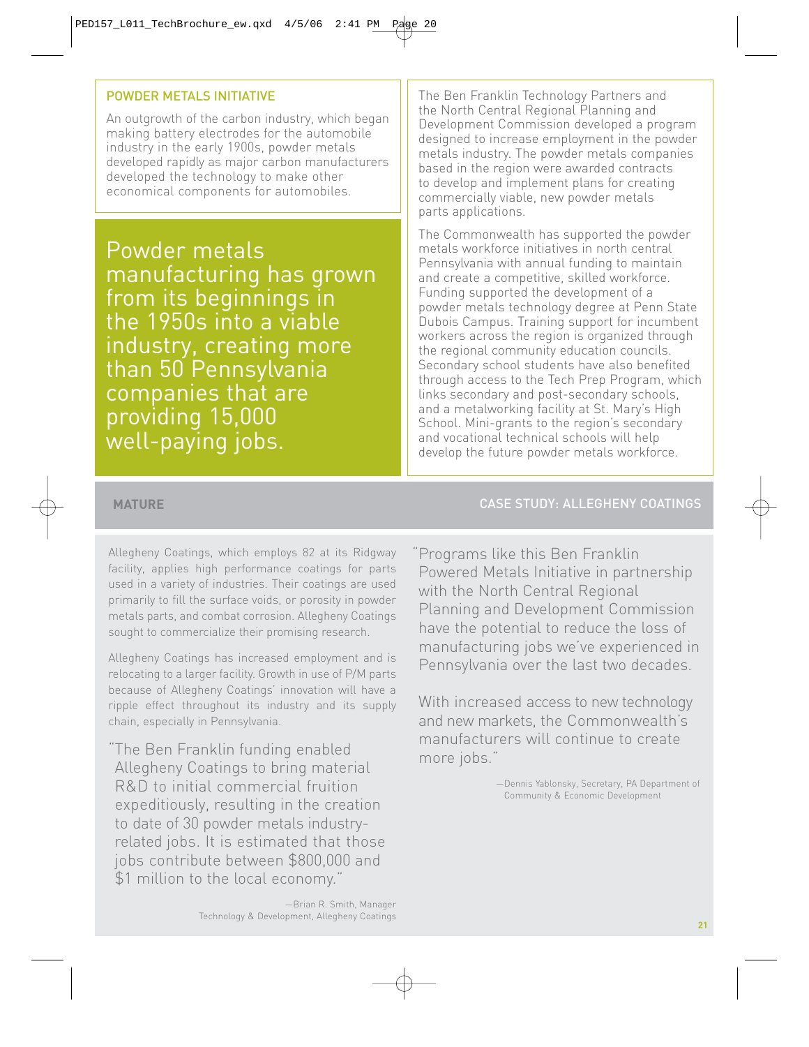## POWDER METALS INITIATIVE

An outgrowth of the carbon industry, which began making battery electrodes for the automobile industry in the early 1900s, powder metals developed rapidly as major carbon manufacturers developed the technology to make other economical components for automobiles.

Powder metals manufacturing has grown from its beginnings in the 1950s into a viable industry, creating more than 50 Pennsylvania companies that are providing 15,000 well-paying jobs.

The Ben Franklin Technology Partners and the North Central Regional Planning and Development Commission developed a program designed to increase employment in the powder metals industry. The powder metals companies based in the region were awarded contracts to develop and implement plans for creating commercially viable, new powder metals parts applications.

The Commonwealth has supported the powder metals workforce initiatives in north central Pennsylvania with annual funding to maintain and create a competitive, skilled workforce. Funding supported the development of a powder metals technology degree at Penn State Dubois Campus. Training support for incumbent workers across the region is organized through the regional community education councils. Secondary school students have also benefited through access to the Tech Prep Program, which links secondary and post-secondary schools, and a metalworking facility at St. Mary's High School. Mini-grants to the region's secondary and vocational technical schools will help develop the future powder metals workforce.

**MATURE**

## CASE STUDY: ALLEGHENY COATINGS

Allegheny Coatings, which employs 82 at its Ridgway facility, applies high performance coatings for parts used in a variety of industries. Their coatings are used primarily to fill the surface voids, or porosity in powder metals parts, and combat corrosion. Allegheny Coatings sought to commercialize their promising research.

Allegheny Coatings has increased employment and is relocating to a larger facility. Growth in use of P/M parts because of Allegheny Coatings' innovation will have a ripple effect throughout its industry and its supply chain, especially in Pennsylvania.

"The Ben Franklin funding enabled Allegheny Coatings to bring material R&D to initial commercial fruition expeditiously, resulting in the creation to date of 30 powder metals industry-related jobs. It is estimated that those jobs contribute between $800,000 and $1 million to the local economy."

—Brian R. Smith, Manager Technology & Development, Allegheny Coatings

"Programs like this Ben Franklin Powered Metals Initiative in partnership with the North Central Regional Planning and Development Commission have the potential to reduce the loss of manufacturing jobs we've experienced in Pennsylvania over the last two decades.

With increased access to new technology and new markets, the Commonwealth's manufacturers will continue to create more jobs."

—Dennis Yablonsky, Secretary, PA Department of Community & Economic Development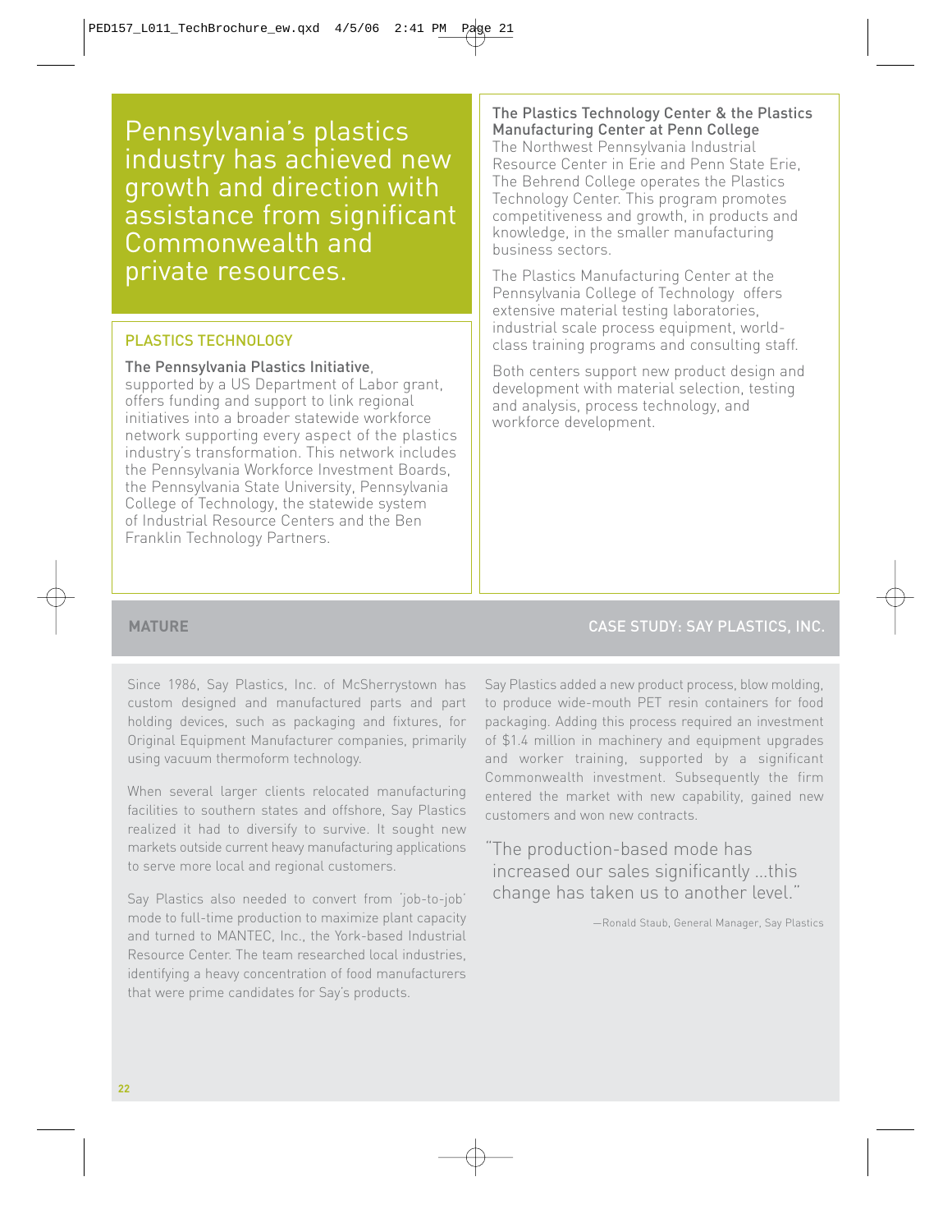# Pennsylvania's plastics industry has achieved new growth and direction with assistance from significant Commonwealth and private resources.

## PLASTICS TECHNOLOGY

**The Pennsylvania Plastics Initiative**, supported by a US Department of Labor grant, offers funding and support to link regional initiatives into a broader statewide workforce network supporting every aspect of the plastics industry's transformation. This network includes the Pennsylvania Workforce Investment Boards, the Pennsylvania State University, Pennsylvania College of Technology, the statewide system of Industrial Resource Centers and the Ben Franklin Technology Partners.

**The Plastics Technology Center & the Plastics Manufacturing Center at Penn College**

The Northwest Pennsylvania Industrial Resource Center in Erie and Penn State Erie, The Behrend College operates the Plastics Technology Center. This program promotes competitiveness and growth, in products and knowledge, in the smaller manufacturing business sectors.

The Plastics Manufacturing Center at the Pennsylvania College of Technology offers extensive material testing laboratories, industrial scale process equipment, world-class training programs and consulting staff.

Both centers support new product design and development with material selection, testing and analysis, process technology, and workforce development.

## MATURE

### CASE STUDY: SAY PLASTICS, INC.

Since 1986, Say Plastics, Inc. of McSherrystown has custom designed and manufactured parts and part holding devices, such as packaging and fixtures, for Original Equipment Manufacturer companies, primarily using vacuum thermoform technology.

When several larger clients relocated manufacturing facilities to southern states and offshore, Say Plastics realized it had to diversify to survive. It sought new markets outside current heavy manufacturing applications to serve more local and regional customers.

Say Plastics also needed to convert from 'job-to-job' mode to full-time production to maximize plant capacity and turned to MANTEC, Inc., the York-based Industrial Resource Center. The team researched local industries, identifying a heavy concentration of food manufacturers that were prime candidates for Say's products.

Say Plastics added a new product process, blow molding, to produce wide-mouth PET resin containers for food packaging. Adding this process required an investment of $1.4 million in machinery and equipment upgrades and worker training, supported by a significant Commonwealth investment. Subsequently the firm entered the market with new capability, gained new customers and won new contracts.

"The production-based mode has increased our sales significantly ...this change has taken us to another level."

—Ronald Staub, General Manager, Say Plastics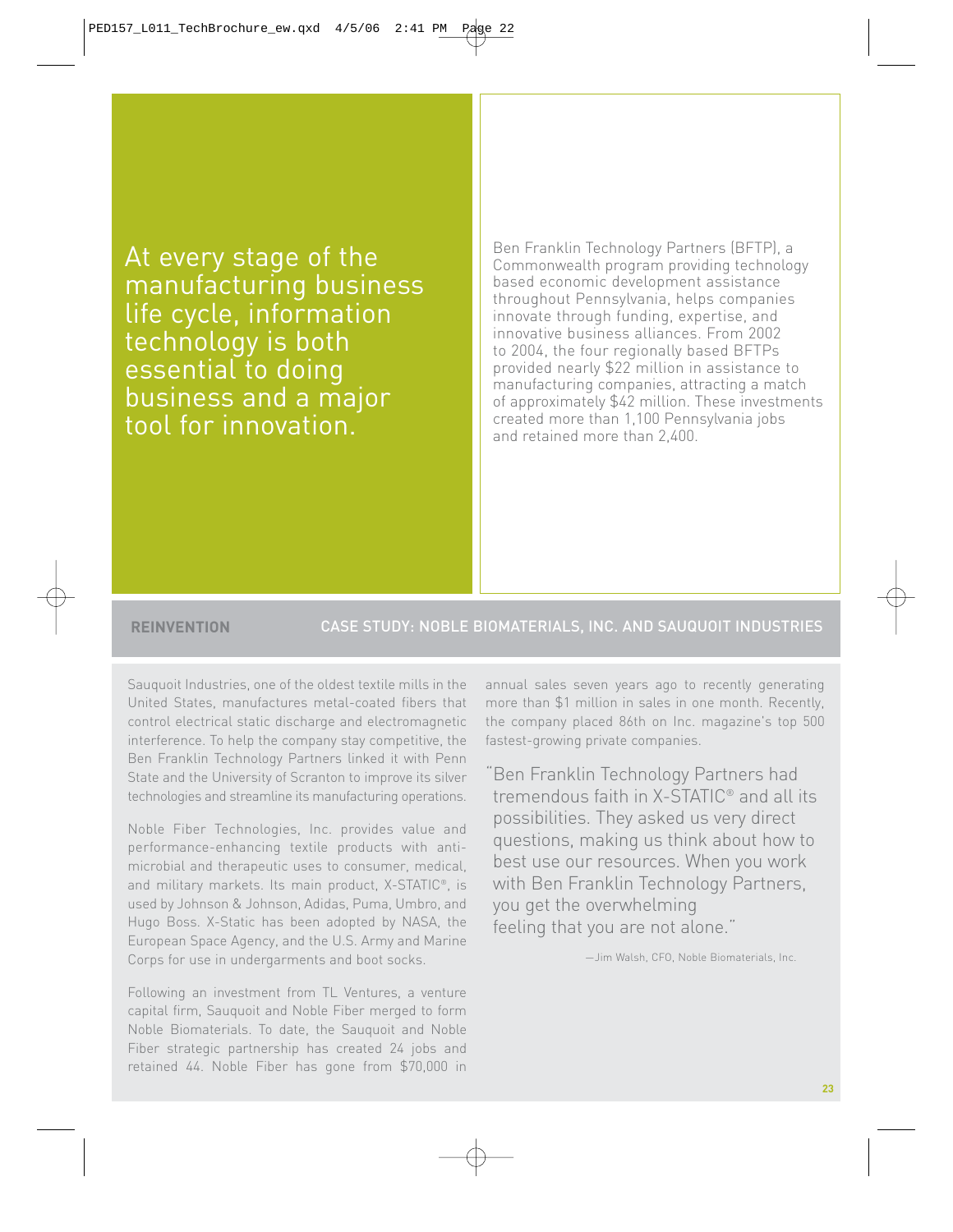At every stage of the manufacturing business life cycle, information technology is both essential to doing business and a major tool for innovation.

Ben Franklin Technology Partners (BFTP), a Commonwealth program providing technology based economic development assistance throughout Pennsylvania, helps companies innovate through funding, expertise, and innovative business alliances. From 2002 to 2004, the four regionally based BFTPs provided nearly $22 million in assistance to manufacturing companies, attracting a match of approximately $42 million. These investments created more than 1,100 Pennsylvania jobs and retained more than 2,400.

## REINVENTION

### CASE STUDY: NOBLE BIOMATERIALS, INC. AND SAUQUOIT INDUSTRIES

Sauquoit Industries, one of the oldest textile mills in the United States, manufactures metal-coated fibers that control electrical static discharge and electromagnetic interference. To help the company stay competitive, the Ben Franklin Technology Partners linked it with Penn State and the University of Scranton to improve its silver technologies and streamline its manufacturing operations.

Noble Fiber Technologies, Inc. provides value and performance-enhancing textile products with anti-microbial and therapeutic uses to consumer, medical, and military markets. Its main product, X-STATIC®, is used by Johnson & Johnson, Adidas, Puma, Umbro, and Hugo Boss. X-Static has been adopted by NASA, the European Space Agency, and the U.S. Army and Marine Corps for use in undergarments and boot socks.

Following an investment from TL Ventures, a venture capital firm, Sauquoit and Noble Fiber merged to form Noble Biomaterials. To date, the Sauquoit and Noble Fiber strategic partnership has created 24 jobs and retained 44. Noble Fiber has gone from $70,000 in annual sales seven years ago to recently generating more than $1 million in sales in one month. Recently, the company placed 86th on Inc. magazine's top 500 fastest-growing private companies.

> "Ben Franklin Technology Partners had tremendous faith in X-STATIC® and all its possibilities. They asked us very direct questions, making us think about how to best use our resources. When you work with Ben Franklin Technology Partners, you get the overwhelming feeling that you are not alone."
>
> —Jim Walsh, CFO, Noble Biomaterials, Inc.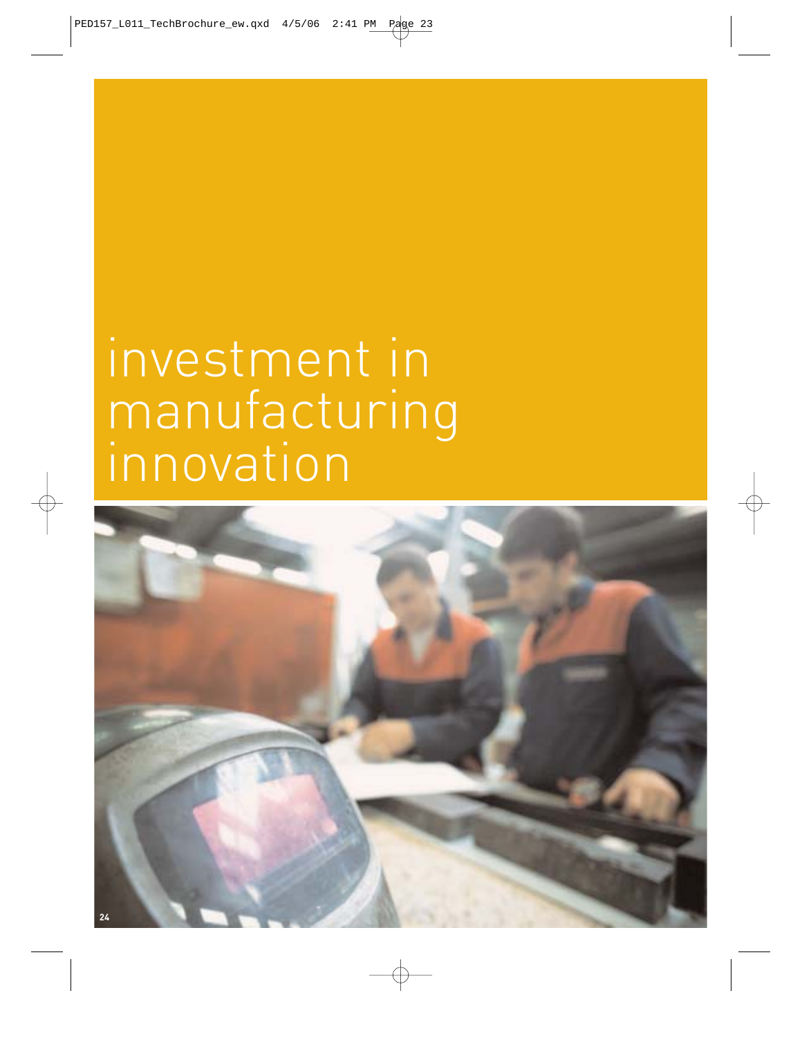# investment in manufacturing innovation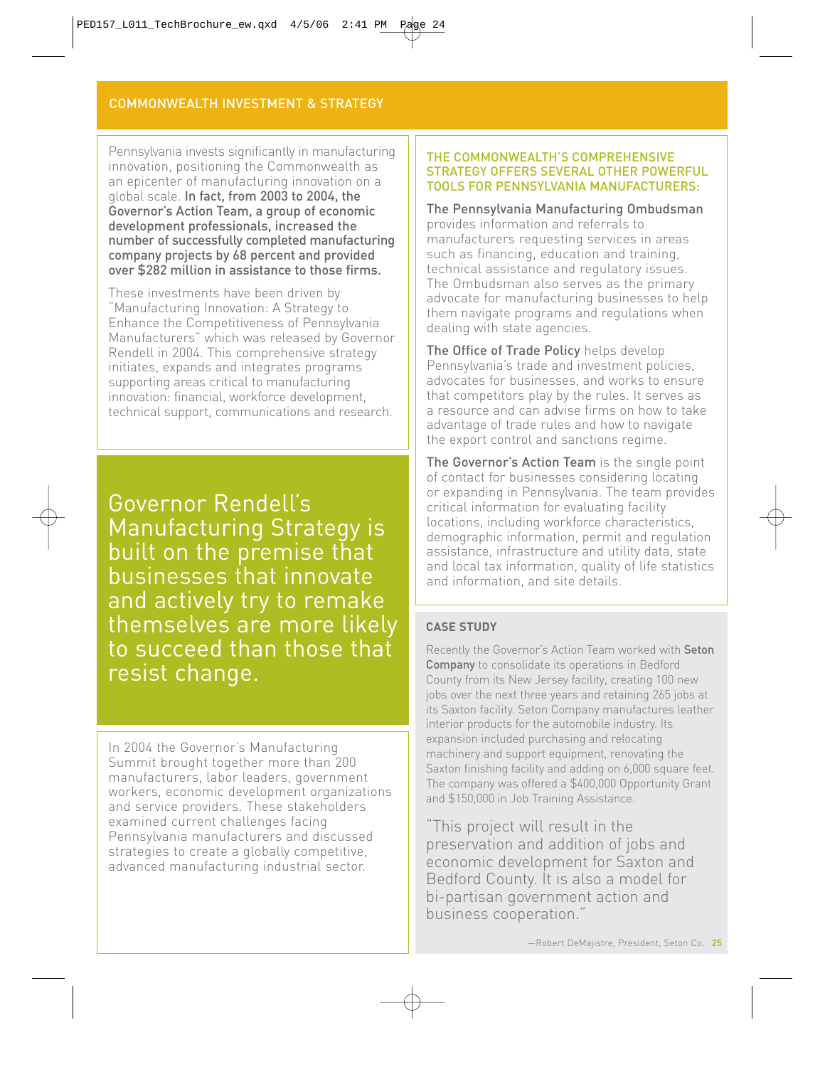## COMMONWEALTH INVESTMENT & STRATEGY

Pennsylvania invests significantly in manufacturing innovation, positioning the Commonwealth as an epicenter of manufacturing innovation on a global scale. **In fact, from 2003 to 2004, the Governor's Action Team, a group of economic development professionals, increased the number of successfully completed manufacturing company projects by 68 percent and provided over $282 million in assistance to those firms.**

These investments have been driven by "Manufacturing Innovation: A Strategy to Enhance the Competitiveness of Pennsylvania Manufacturers" which was released by Governor Rendell in 2004. This comprehensive strategy initiates, expands and integrates programs supporting areas critical to manufacturing innovation: financial, workforce development, technical support, communications and research.

> Governor Rendell's Manufacturing Strategy is built on the premise that businesses that innovate and actively try to remake themselves are more likely to succeed than those that resist change.

In 2004 the Governor's Manufacturing Summit brought together more than 200 manufacturers, labor leaders, government workers, economic development organizations and service providers. These stakeholders examined current challenges facing Pennsylvania manufacturers and discussed strategies to create a globally competitive, advanced manufacturing industrial sector.

### THE COMMONWEALTH'S COMPREHENSIVE STRATEGY OFFERS SEVERAL OTHER POWERFUL TOOLS FOR PENNSYLVANIA MANUFACTURERS:

**The Pennsylvania Manufacturing Ombudsman** provides information and referrals to manufacturers requesting services in areas such as financing, education and training, technical assistance and regulatory issues. The Ombudsman also serves as the primary advocate for manufacturing businesses to help them navigate programs and regulations when dealing with state agencies.

**The Office of Trade Policy** helps develop Pennsylvania's trade and investment policies, advocates for businesses, and works to ensure that competitors play by the rules. It serves as a resource and can advise firms on how to take advantage of trade rules and how to navigate the export control and sanctions regime.

**The Governor's Action Team** is the single point of contact for businesses considering locating or expanding in Pennsylvania. The team provides critical information for evaluating facility locations, including workforce characteristics, demographic information, permit and regulation assistance, infrastructure and utility data, state and local tax information, quality of life statistics and information, and site details.

### CASE STUDY

Recently the Governor's Action Team worked with **Seton Company** to consolidate its operations in Bedford County from its New Jersey facility, creating 100 new jobs over the next three years and retaining 265 jobs at its Saxton facility. Seton Company manufactures leather interior products for the automobile industry. Its expansion included purchasing and relocating machinery and support equipment, renovating the Saxton finishing facility and adding on 6,000 square feet. The company was offered a $400,000 Opportunity Grant and $150,000 in Job Training Assistance.

> "This project will result in the preservation and addition of jobs and economic development for Saxton and Bedford County. It is also a model for bi-partisan government action and business cooperation."
>
> —Robert DeMajistre, President, Seton Co.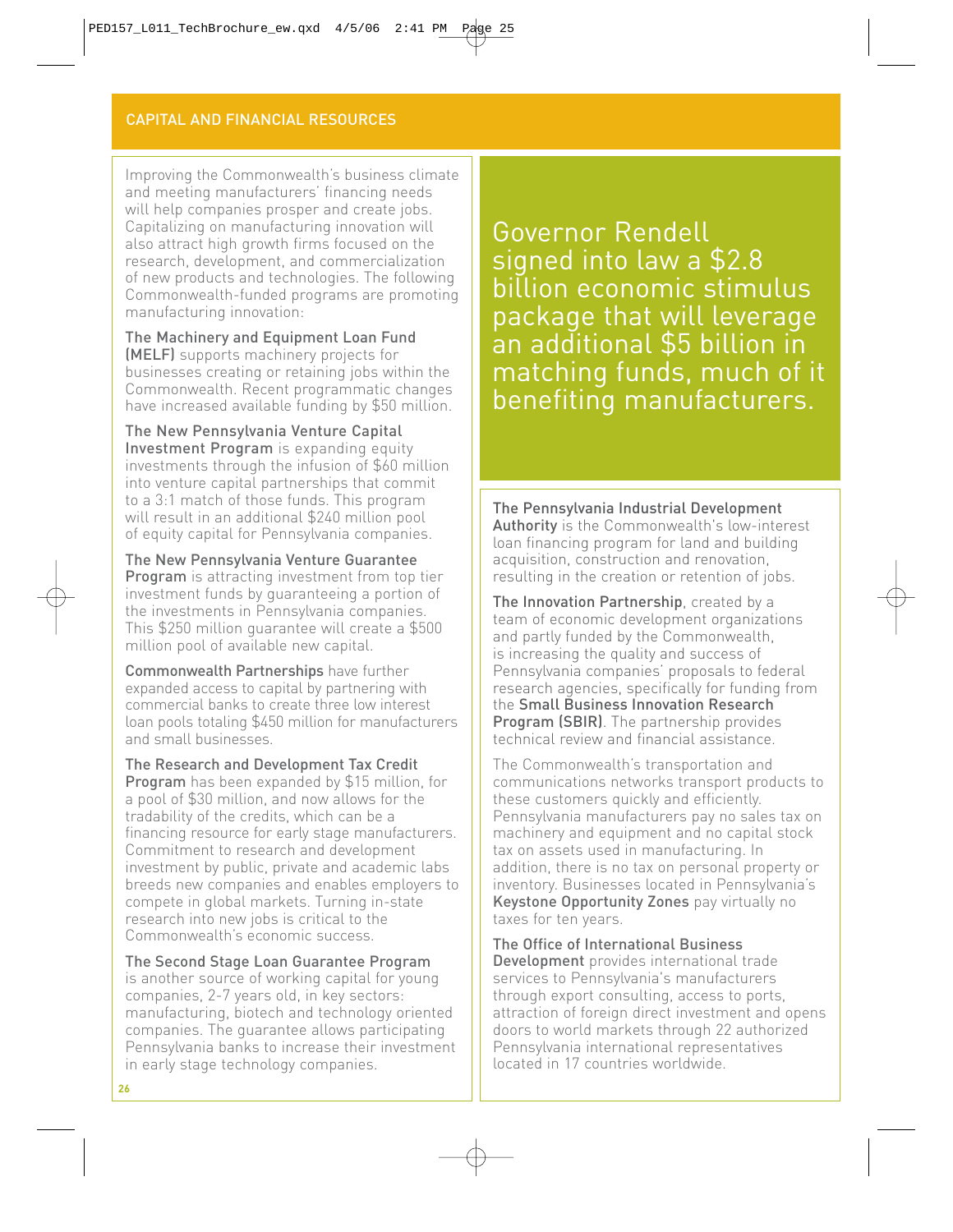## CAPITAL AND FINANCIAL RESOURCES

Improving the Commonwealth's business climate and meeting manufacturers' financing needs will help companies prosper and create jobs. Capitalizing on manufacturing innovation will also attract high growth firms focused on the research, development, and commercialization of new products and technologies. The following Commonwealth-funded programs are promoting manufacturing innovation:

**The Machinery and Equipment Loan Fund (MELF)** supports machinery projects for businesses creating or retaining jobs within the Commonwealth. Recent programmatic changes have increased available funding by $50 million.

**The New Pennsylvania Venture Capital Investment Program** is expanding equity investments through the infusion of $60 million into venture capital partnerships that commit to a 3:1 match of those funds. This program will result in an additional $240 million pool of equity capital for Pennsylvania companies.

**The New Pennsylvania Venture Guarantee Program** is attracting investment from top tier investment funds by guaranteeing a portion of the investments in Pennsylvania companies. This $250 million guarantee will create a $500 million pool of available new capital.

**Commonwealth Partnerships** have further expanded access to capital by partnering with commercial banks to create three low interest loan pools totaling $450 million for manufacturers and small businesses.

**The Research and Development Tax Credit Program** has been expanded by $15 million, for a pool of $30 million, and now allows for the tradability of the credits, which can be a financing resource for early stage manufacturers. Commitment to research and development investment by public, private and academic labs breeds new companies and enables employers to compete in global markets. Turning in-state research into new jobs is critical to the Commonwealth's economic success.

**The Second Stage Loan Guarantee Program** is another source of working capital for young companies, 2-7 years old, in key sectors: manufacturing, biotech and technology oriented companies. The guarantee allows participating Pennsylvania banks to increase their investment in early stage technology companies.

> Governor Rendell signed into law a $2.8 billion economic stimulus package that will leverage an additional $5 billion in matching funds, much of it benefiting manufacturers.

**The Pennsylvania Industrial Development Authority** is the Commonwealth's low-interest loan financing program for land and building acquisition, construction and renovation, resulting in the creation or retention of jobs.

**The Innovation Partnership**, created by a team of economic development organizations and partly funded by the Commonwealth, is increasing the quality and success of Pennsylvania companies' proposals to federal research agencies, specifically for funding from the **Small Business Innovation Research Program (SBIR)**. The partnership provides technical review and financial assistance.

The Commonwealth's transportation and communications networks transport products to these customers quickly and efficiently. Pennsylvania manufacturers pay no sales tax on machinery and equipment and no capital stock tax on assets used in manufacturing. In addition, there is no tax on personal property or inventory. Businesses located in Pennsylvania's **Keystone Opportunity Zones** pay virtually no taxes for ten years.

**The Office of International Business Development** provides international trade services to Pennsylvania's manufacturers through export consulting, access to ports, attraction of foreign direct investment and opens doors to world markets through 22 authorized Pennsylvania international representatives located in 17 countries worldwide.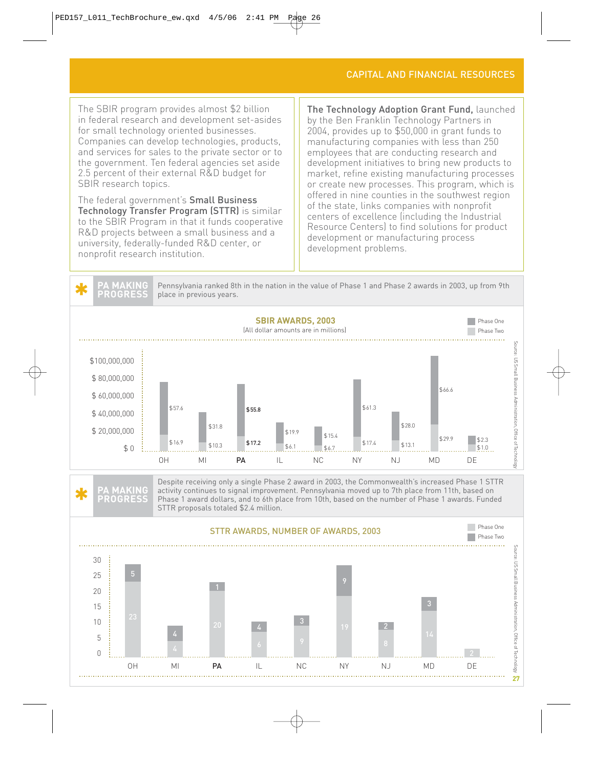## CAPITAL AND FINANCIAL RESOURCES

The SBIR program provides almost $2 billion in federal research and development set-asides for small technology oriented businesses. Companies can develop technologies, products, and services for sales to the private sector or to the government. Ten federal agencies set aside 2.5 percent of their external R&D budget for SBIR research topics.

The federal government's **Small Business Technology Transfer Program (STTR)** is similar to the SBIR Program in that it funds cooperative R&D projects between a small business and a university, federally-funded R&D center, or nonprofit research institution.

**The Technology Adoption Grant Fund,** launched by the Ben Franklin Technology Partners in 2004, provides up to $50,000 in grant funds to manufacturing companies with less than 250 employees that are conducting research and development initiatives to bring new products to market, refine existing manufacturing processes or create new processes. This program, which is offered in nine counties in the southwest region of the state, links companies with nonprofit centers of excellence (including the Industrial Resource Centers) to find solutions for product development or manufacturing process development problems.

**PA MAKING PROGRESS** Pennsylvania ranked 8th in the nation in the value of Phase 1 and Phase 2 awards in 2003, up from 9th place in previous years.

### SBIR AWARDS, 2003

(All dollar amounts are in millions)

| State | Phase One | Phase Two |
|---|---|---|
| OH | $57.6 | $16.9 |
| MI | $31.8 | $10.3 |
| PA | $55.8 | $17.2 |
| IL | $19.9 | $6.1 |
| NC | $15.4 | $6.7 |
| NY | $61.3 | $17.4 |
| NJ | $28.0 | $13.1 |
| MD | $66.6 | $29.9 |
| DE | $2.3 | $1.0 |

Source: US Small Business Administration, Office of Technology

**PA MAKING PROGRESS** Despite receiving only a single Phase 2 award in 2003, the Commonwealth's increased Phase 1 STTR activity continues to signal improvement. Pennsylvania moved up to 7th place from 11th, based on Phase 1 award dollars, and to 6th place from 10th, based on the number of Phase 1 awards. Funded STTR proposals totaled $2.4 million.

### STTR AWARDS, NUMBER OF AWARDS, 2003

| State | Phase One | Phase Two |
|---|---|---|
| OH | 23 | 5 |
| MI | 4 | 4 |
| PA | 20 | 1 |
| IL | 6 | 4 |
| NC | 9 | 3 |
| NY | 19 | 9 |
| NJ | 8 | 2 |
| MD | 14 | 3 |
| DE | 2 | |

Source: US Small Business Administration, Office of Technology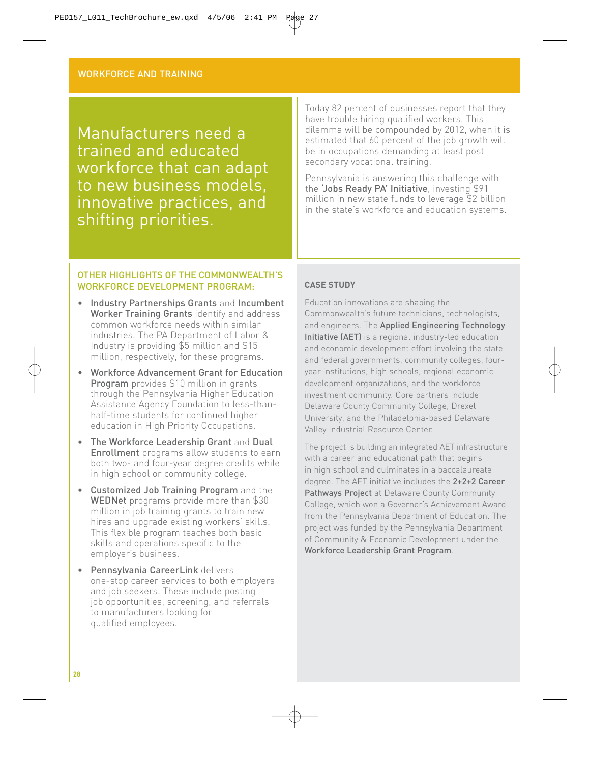## WORKFORCE AND TRAINING

Manufacturers need a trained and educated workforce that can adapt to new business models, innovative practices, and shifting priorities.

Today 82 percent of businesses report that they have trouble hiring qualified workers. This dilemma will be compounded by 2012, when it is estimated that 60 percent of the job growth will be in occupations demanding at least post secondary vocational training.

Pennsylvania is answering this challenge with the **'Jobs Ready PA' Initiative**, investing $91 million in new state funds to leverage $2 billion in the state's workforce and education systems.

### OTHER HIGHLIGHTS OF THE COMMONWEALTH'S WORKFORCE DEVELOPMENT PROGRAM:

- **Industry Partnerships Grants** and **Incumbent Worker Training Grants** identify and address common workforce needs within similar industries. The PA Department of Labor & Industry is providing $5 million and $15 million, respectively, for these programs.
- **Workforce Advancement Grant for Education Program** provides $10 million in grants through the Pennsylvania Higher Education Assistance Agency Foundation to less-than-half-time students for continued higher education in High Priority Occupations.
- **The Workforce Leadership Grant** and **Dual Enrollment** programs allow students to earn both two- and four-year degree credits while in high school or community college.
- **Customized Job Training Program** and the **WEDNet** programs provide more than $30 million in job training grants to train new hires and upgrade existing workers' skills. This flexible program teaches both basic skills and operations specific to the employer's business.
- **Pennsylvania CareerLink** delivers one-stop career services to both employers and job seekers. These include posting job opportunities, screening, and referrals to manufacturers looking for qualified employees.

### CASE STUDY

Education innovations are shaping the Commonwealth's future technicians, technologists, and engineers. The **Applied Engineering Technology Initiative (AET)** is a regional industry-led education and economic development effort involving the state and federal governments, community colleges, four-year institutions, high schools, regional economic development organizations, and the workforce investment community. Core partners include Delaware County Community College, Drexel University, and the Philadelphia-based Delaware Valley Industrial Resource Center.

The project is building an integrated AET infrastructure with a career and educational path that begins in high school and culminates in a baccalaureate degree. The AET initiative includes the **2+2+2 Career Pathways Project** at Delaware County Community College, which won a Governor's Achievement Award from the Pennsylvania Department of Education. The project was funded by the Pennsylvania Department of Community & Economic Development under the **Workforce Leadership Grant Program**.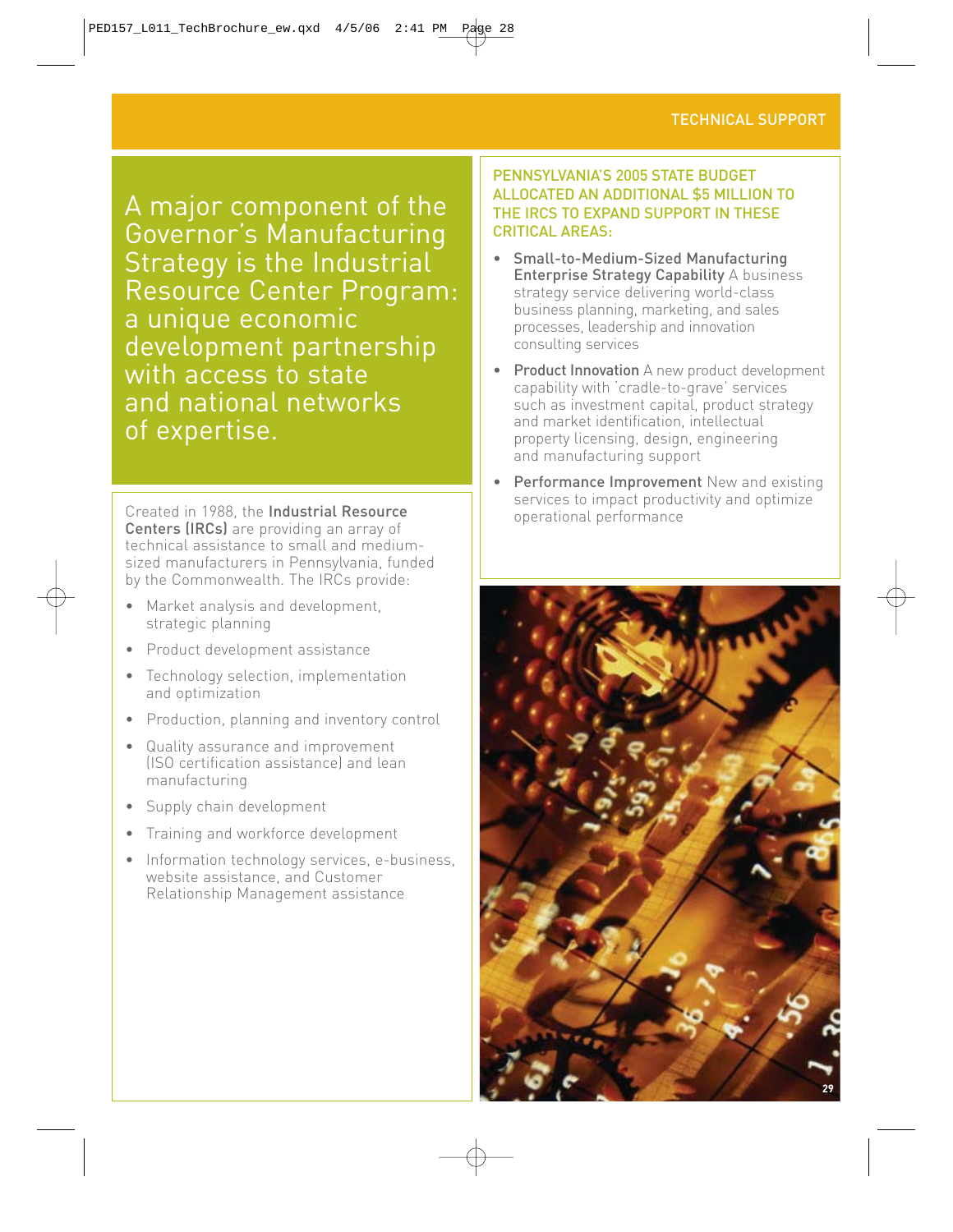A major component of the Governor's Manufacturing Strategy is the Industrial Resource Center Program: a unique economic development partnership with access to state and national networks of expertise.

Created in 1988, the **Industrial Resource Centers (IRCs)** are providing an array of technical assistance to small and medium-sized manufacturers in Pennsylvania, funded by the Commonwealth. The IRCs provide:

- Market analysis and development, strategic planning
- Product development assistance
- Technology selection, implementation and optimization
- Production, planning and inventory control
- Quality assurance and improvement (ISO certification assistance) and lean manufacturing
- Supply chain development
- Training and workforce development
- Information technology services, e-business, website assistance, and Customer Relationship Management assistance

## PENNSYLVANIA'S 2005 STATE BUDGET ALLOCATED AN ADDITIONAL $5 MILLION TO THE IRCS TO EXPAND SUPPORT IN THESE CRITICAL AREAS:

- **Small-to-Medium-Sized Manufacturing Enterprise Strategy Capability** A business strategy service delivering world-class business planning, marketing, and sales processes, leadership and innovation consulting services
- **Product Innovation** A new product development capability with 'cradle-to-grave' services such as investment capital, product strategy and market identification, intellectual property licensing, design, engineering and manufacturing support
- **Performance Improvement** New and existing services to impact productivity and optimize operational performance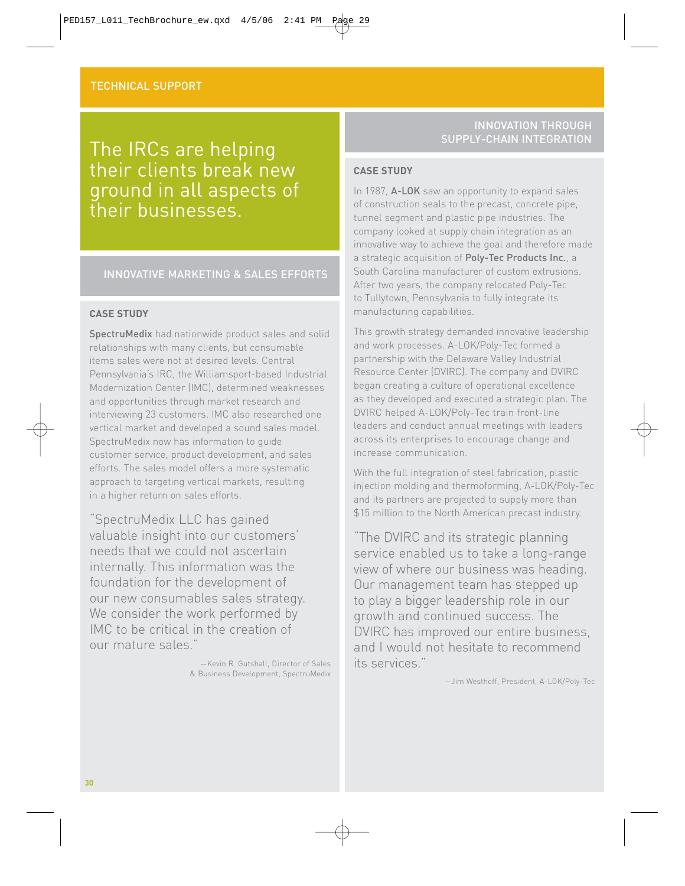## TECHNICAL SUPPORT

# The IRCs are helping their clients break new ground in all aspects of their businesses.

## INNOVATIVE MARKETING & SALES EFFORTS

### CASE STUDY

SpectruMedix had nationwide product sales and solid relationships with many clients, but consumable items sales were not at desired levels. Central Pennsylvania's IRC, the Williamsport-based Industrial Modernization Center (IMC), determined weaknesses and opportunities through market research and interviewing 23 customers. IMC also researched one vertical market and developed a sound sales model. SpectruMedix now has information to guide customer service, product development, and sales efforts. The sales model offers a more systematic approach to targeting vertical markets, resulting in a higher return on sales efforts.

"SpectruMedix LLC has gained valuable insight into our customers' needs that we could not ascertain internally. This information was the foundation for the development of our new consumables sales strategy. We consider the work performed by IMC to be critical in the creation of our mature sales."

—Kevin R. Gutshall, Director of Sales & Business Development, SpectruMedix

## INNOVATION THROUGH SUPPLY-CHAIN INTEGRATION

### CASE STUDY

In 1987, A-LOK saw an opportunity to expand sales of construction seals to the precast, concrete pipe, tunnel segment and plastic pipe industries. The company looked at supply chain integration as an innovative way to achieve the goal and therefore made a strategic acquisition of Poly-Tec Products Inc., a South Carolina manufacturer of custom extrusions. After two years, the company relocated Poly-Tec to Tullytown, Pennsylvania to fully integrate its manufacturing capabilities.

This growth strategy demanded innovative leadership and work processes. A-LOK/Poly-Tec formed a partnership with the Delaware Valley Industrial Resource Center (DVIRC). The company and DVIRC began creating a culture of operational excellence as they developed and executed a strategic plan. The DVIRC helped A-LOK/Poly-Tec train front-line leaders and conduct annual meetings with leaders across its enterprises to encourage change and increase communication.

With the full integration of steel fabrication, plastic injection molding and thermoforming, A-LOK/Poly-Tec and its partners are projected to supply more than $15 million to the North American precast industry.

"The DVIRC and its strategic planning service enabled us to take a long-range view of where our business was heading. Our management team has stepped up to play a bigger leadership role in our growth and continued success. The DVIRC has improved our entire business, and I would not hesitate to recommend its services."

—Jim Westhoff, President, A-LOK/Poly-Tec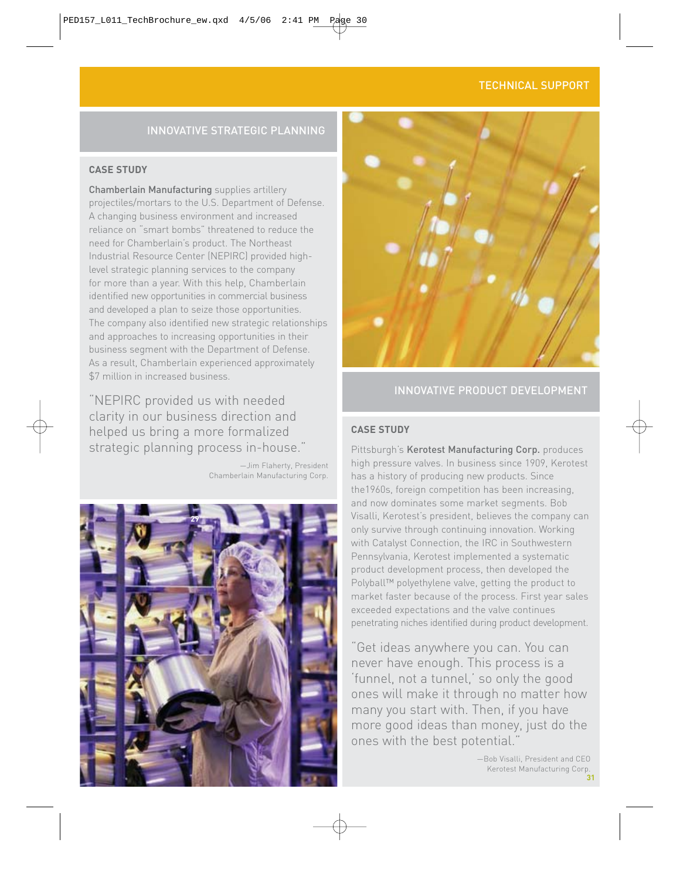## TECHNICAL SUPPORT

### INNOVATIVE STRATEGIC PLANNING

**CASE STUDY**

**Chamberlain Manufacturing** supplies artillery projectiles/mortars to the U.S. Department of Defense. A changing business environment and increased reliance on "smart bombs" threatened to reduce the need for Chamberlain's product. The Northeast Industrial Resource Center (NEPIRC) provided high-level strategic planning services to the company for more than a year. With this help, Chamberlain identified new opportunities in commercial business and developed a plan to seize those opportunities. The company also identified new strategic relationships and approaches to increasing opportunities in their business segment with the Department of Defense. As a result, Chamberlain experienced approximately $7 million in increased business.

"NEPIRC provided us with needed clarity in our business direction and helped us bring a more formalized strategic planning process in-house."

—Jim Flaherty, President
Chamberlain Manufacturing Corp.

### INNOVATIVE PRODUCT DEVELOPMENT

**CASE STUDY**

Pittsburgh's **Kerotest Manufacturing Corp.** produces high pressure valves. In business since 1909, Kerotest has a history of producing new products. Since the1960s, foreign competition has been increasing, and now dominates some market segments. Bob Visalli, Kerotest's president, believes the company can only survive through continuing innovation. Working with Catalyst Connection, the IRC in Southwestern Pennsylvania, Kerotest implemented a systematic product development process, then developed the Polyball™ polyethylene valve, getting the product to market faster because of the process. First year sales exceeded expectations and the valve continues penetrating niches identified during product development.

"Get ideas anywhere you can. You can never have enough. This process is a 'funnel, not a tunnel,' so only the good ones will make it through no matter how many you start with. Then, if you have more good ideas than money, just do the ones with the best potential."

—Bob Visalli, President and CEO
Kerotest Manufacturing Corp.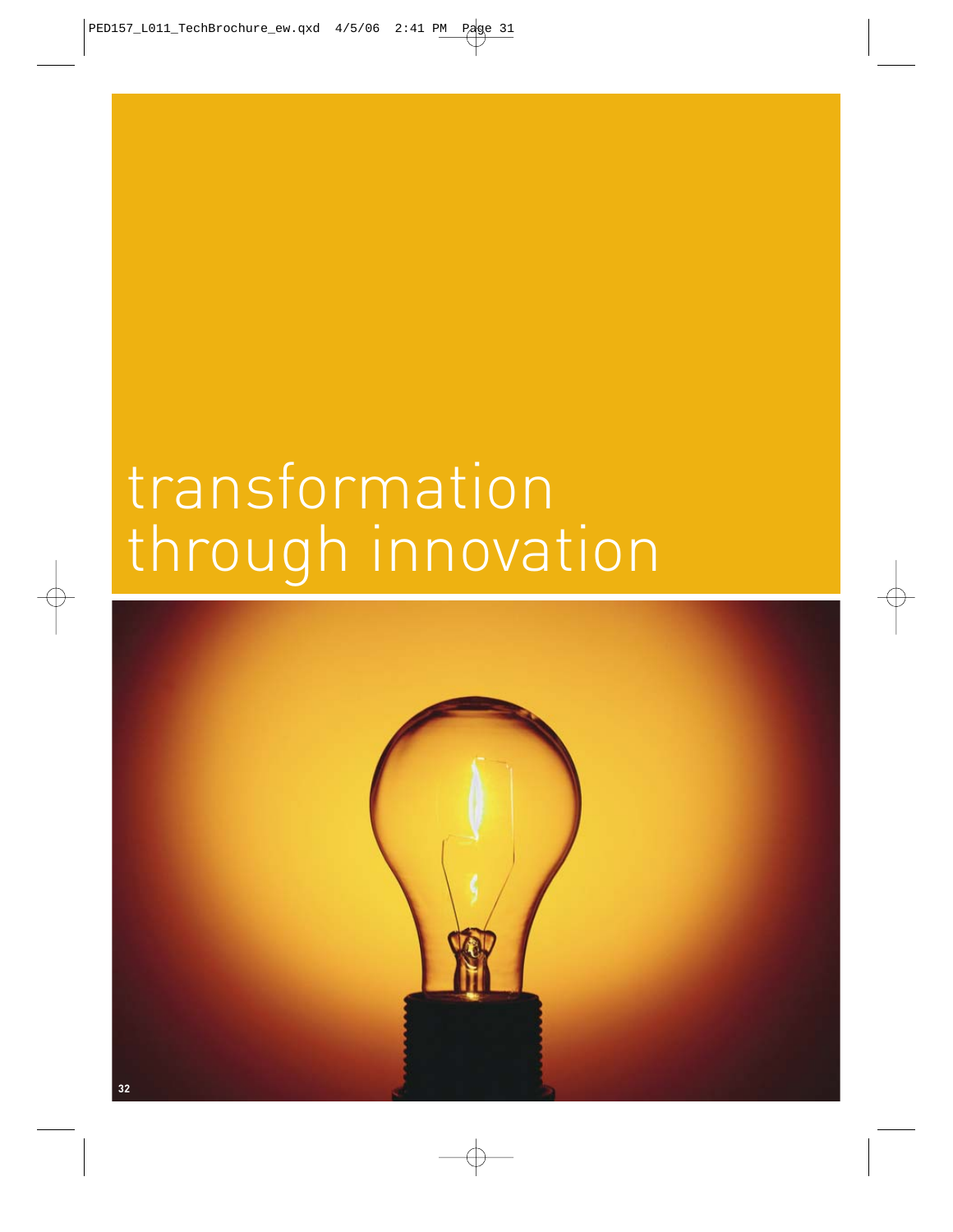# transformation through innovation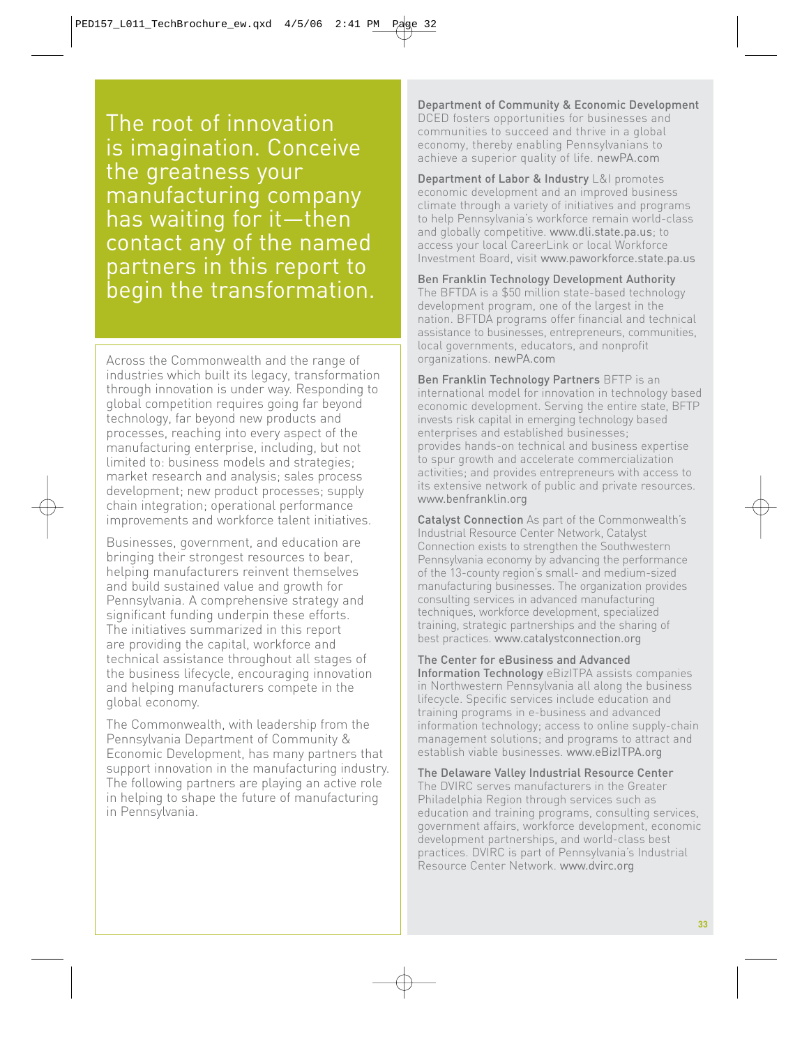The root of innovation is imagination. Conceive the greatness your manufacturing company has waiting for it—then contact any of the named partners in this report to begin the transformation.

Across the Commonwealth and the range of industries which built its legacy, transformation through innovation is under way. Responding to global competition requires going far beyond technology, far beyond new products and processes, reaching into every aspect of the manufacturing enterprise, including, but not limited to: business models and strategies; market research and analysis; sales process development; new product processes; supply chain integration; operational performance improvements and workforce talent initiatives.

Businesses, government, and education are bringing their strongest resources to bear, helping manufacturers reinvent themselves and build sustained value and growth for Pennsylvania. A comprehensive strategy and significant funding underpin these efforts. The initiatives summarized in this report are providing the capital, workforce and technical assistance throughout all stages of the business lifecycle, encouraging innovation and helping manufacturers compete in the global economy.

The Commonwealth, with leadership from the Pennsylvania Department of Community & Economic Development, has many partners that support innovation in the manufacturing industry. The following partners are playing an active role in helping to shape the future of manufacturing in Pennsylvania.

**Department of Community & Economic Development**
DCED fosters opportunities for businesses and communities to succeed and thrive in a global economy, thereby enabling Pennsylvanians to achieve a superior quality of life. newPA.com

**Department of Labor & Industry** L&I promotes economic development and an improved business climate through a variety of initiatives and programs to help Pennsylvania's workforce remain world-class and globally competitive. www.dli.state.pa.us; to access your local CareerLink or local Workforce Investment Board, visit www.paworkforce.state.pa.us

**Ben Franklin Technology Development Authority**
The BFTDA is a $50 million state-based technology development program, one of the largest in the nation. BFTDA programs offer financial and technical assistance to businesses, entrepreneurs, communities, local governments, educators, and nonprofit organizations. newPA.com

**Ben Franklin Technology Partners** BFTP is an international model for innovation in technology based economic development. Serving the entire state, BFTP invests risk capital in emerging technology based enterprises and established businesses; provides hands-on technical and business expertise to spur growth and accelerate commercialization activities; and provides entrepreneurs with access to its extensive network of public and private resources. www.benfranklin.org

**Catalyst Connection** As part of the Commonwealth's Industrial Resource Center Network, Catalyst Connection exists to strengthen the Southwestern Pennsylvania economy by advancing the performance of the 13-county region's small- and medium-sized manufacturing businesses. The organization provides consulting services in advanced manufacturing techniques, workforce development, specialized training, strategic partnerships and the sharing of best practices. www.catalystconnection.org

**The Center for eBusiness and Advanced Information Technology** eBizITPA assists companies in Northwestern Pennsylvania all along the business lifecycle. Specific services include education and training programs in e-business and advanced information technology; access to online supply-chain management solutions; and programs to attract and establish viable businesses. www.eBizITPA.org

**The Delaware Valley Industrial Resource Center**
The DVIRC serves manufacturers in the Greater Philadelphia Region through services such as education and training programs, consulting services, government affairs, workforce development, economic development partnerships, and world-class best practices. DVIRC is part of Pennsylvania's Industrial Resource Center Network. www.dvirc.org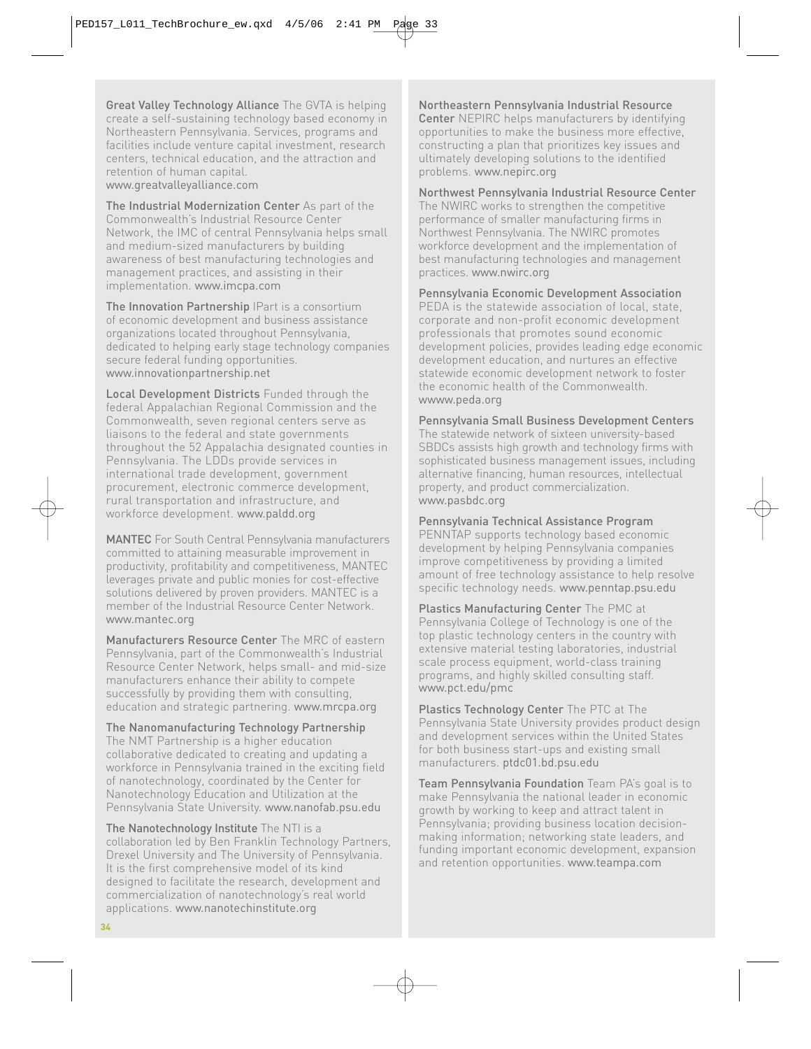**Great Valley Technology Alliance** The GVTA is helping create a self-sustaining technology based economy in Northeastern Pennsylvania. Services, programs and facilities include venture capital investment, research centers, technical education, and the attraction and retention of human capital. www.greatvalleyalliance.com

**The Industrial Modernization Center** As part of the Commonwealth's Industrial Resource Center Network, the IMC of central Pennsylvania helps small and medium-sized manufacturers by building awareness of best manufacturing technologies and management practices, and assisting in their implementation. www.imcpa.com

**The Innovation Partnership** IPart is a consortium of economic development and business assistance organizations located throughout Pennsylvania, dedicated to helping early stage technology companies secure federal funding opportunities. www.innovationpartnership.net

**Local Development Districts** Funded through the federal Appalachian Regional Commission and the Commonwealth, seven regional centers serve as liaisons to the federal and state governments throughout the 52 Appalachia designated counties in Pennsylvania. The LDDs provide services in international trade development, government procurement, electronic commerce development, rural transportation and infrastructure, and workforce development. www.paldd.org

**MANTEC** For South Central Pennsylvania manufacturers committed to attaining measurable improvement in productivity, profitability and competitiveness, MANTEC leverages private and public monies for cost-effective solutions delivered by proven providers. MANTEC is a member of the Industrial Resource Center Network. www.mantec.org

**Manufacturers Resource Center** The MRC of eastern Pennsylvania, part of the Commonwealth's Industrial Resource Center Network, helps small- and mid-size manufacturers enhance their ability to compete successfully by providing them with consulting, education and strategic partnering. www.mrcpa.org

**The Nanomanufacturing Technology Partnership** The NMT Partnership is a higher education collaborative dedicated to creating and updating a workforce in Pennsylvania trained in the exciting field of nanotechnology, coordinated by the Center for Nanotechnology Education and Utilization at the Pennsylvania State University. www.nanofab.psu.edu

**The Nanotechnology Institute** The NTI is a collaboration led by Ben Franklin Technology Partners, Drexel University and The University of Pennsylvania. It is the first comprehensive model of its kind designed to facilitate the research, development and commercialization of nanotechnology's real world applications. www.nanotechinstitute.org

**Northeastern Pennsylvania Industrial Resource Center** NEPIRC helps manufacturers by identifying opportunities to make the business more effective, constructing a plan that prioritizes key issues and ultimately developing solutions to the identified problems. www.nepirc.org

**Northwest Pennsylvania Industrial Resource Center** The NWIRC works to strengthen the competitive performance of smaller manufacturing firms in Northwest Pennsylvania. The NWIRC promotes workforce development and the implementation of best manufacturing technologies and management practices. www.nwirc.org

**Pennsylvania Economic Development Association** PEDA is the statewide association of local, state, corporate and non-profit economic development professionals that promotes sound economic development policies, provides leading edge economic development education, and nurtures an effective statewide economic development network to foster the economic health of the Commonwealth. wwww.peda.org

**Pennsylvania Small Business Development Centers** The statewide network of sixteen university-based SBDCs assists high growth and technology firms with sophisticated business management issues, including alternative financing, human resources, intellectual property, and product commercialization. www.pasbdc.org

**Pennsylvania Technical Assistance Program** PENNTAP supports technology based economic development by helping Pennsylvania companies improve competitiveness by providing a limited amount of free technology assistance to help resolve specific technology needs. www.penntap.psu.edu

**Plastics Manufacturing Center** The PMC at Pennsylvania College of Technology is one of the top plastic technology centers in the country with extensive material testing laboratories, industrial scale process equipment, world-class training programs, and highly skilled consulting staff. www.pct.edu/pmc

**Plastics Technology Center** The PTC at The Pennsylvania State University provides product design and development services within the United States for both business start-ups and existing small manufacturers. ptdc01.bd.psu.edu

**Team Pennsylvania Foundation** Team PA's goal is to make Pennsylvania the national leader in economic growth by working to keep and attract talent in Pennsylvania; providing business location decision-making information; networking state leaders, and funding important economic development, expansion and retention opportunities. www.teampa.com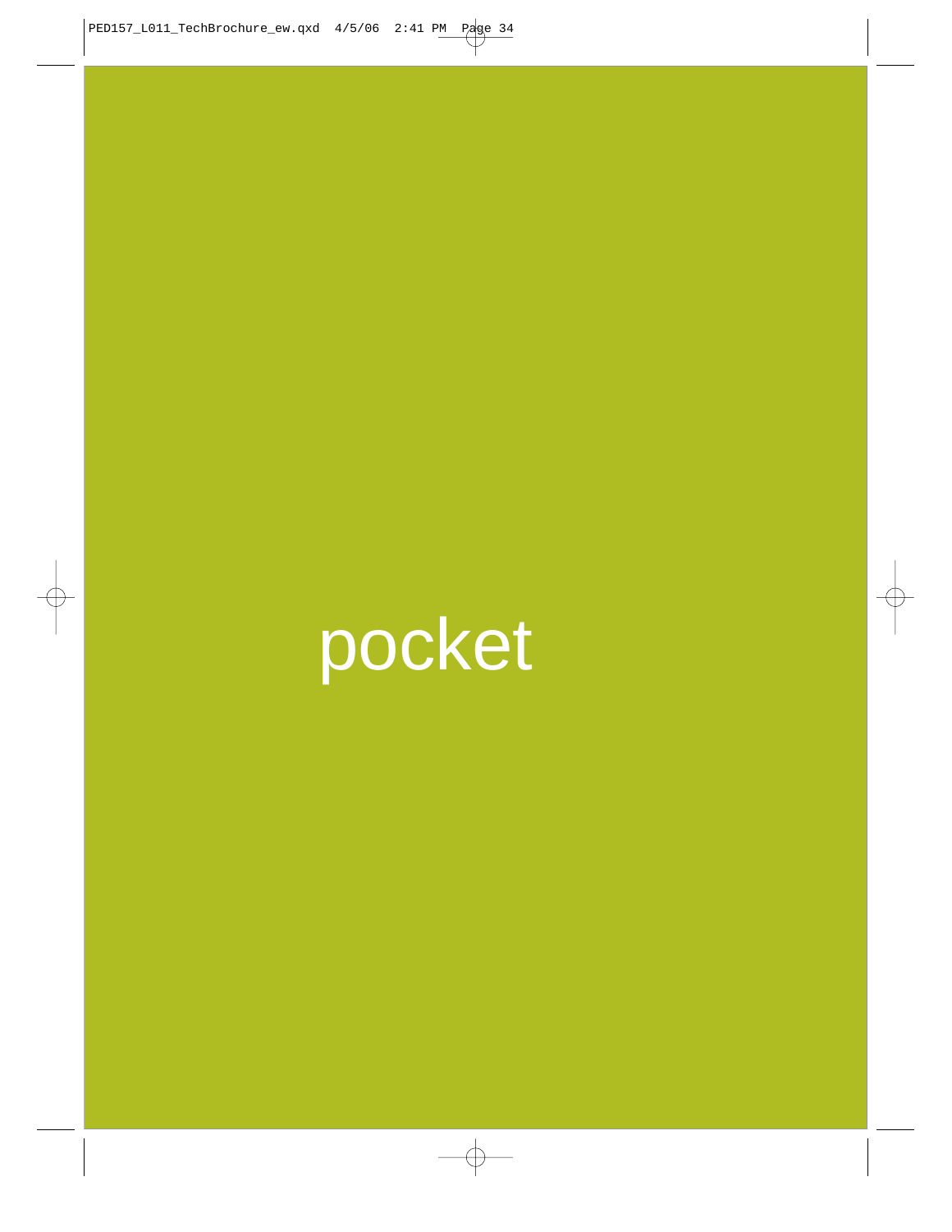pocket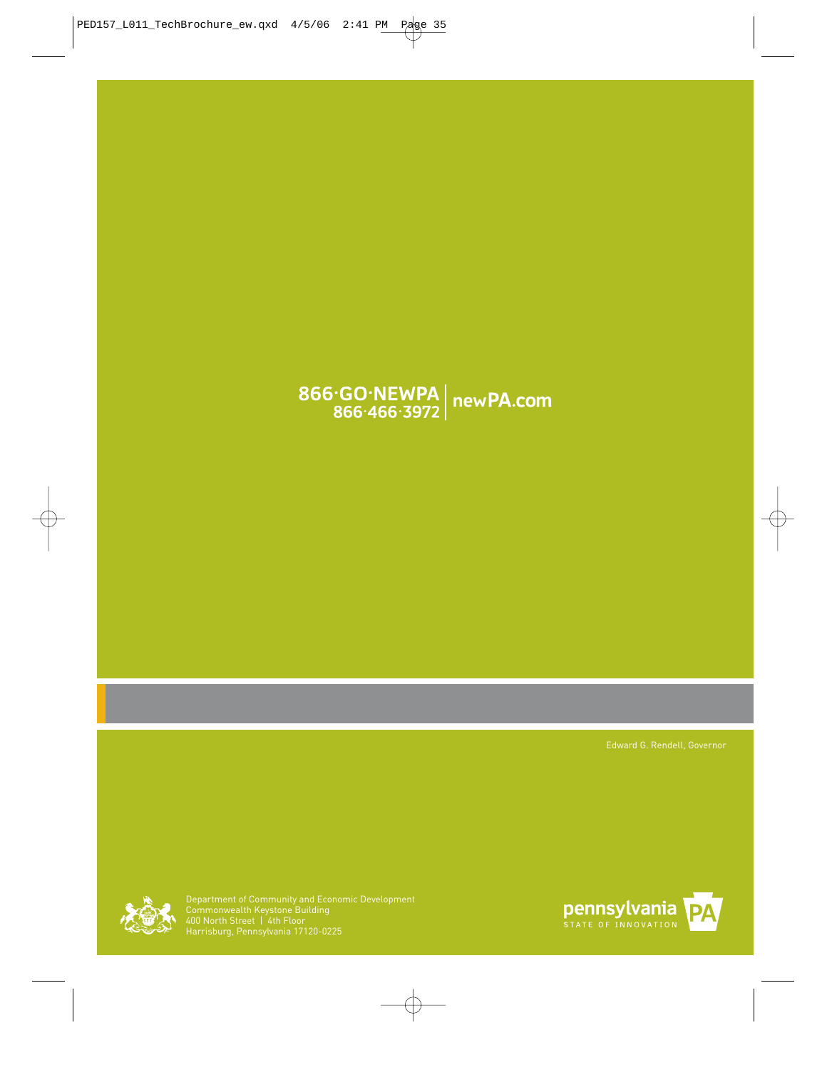866·GO·NEWPA
866·466·3972 | newPA.com

Edward G. Rendell, Governor

Department of Community and Economic Development
Commonwealth Keystone Building
400 North Street | 4th Floor
Harrisburg, Pennsylvania 17120-0225

pennsylvania
STATE OF INNOVATION
PA